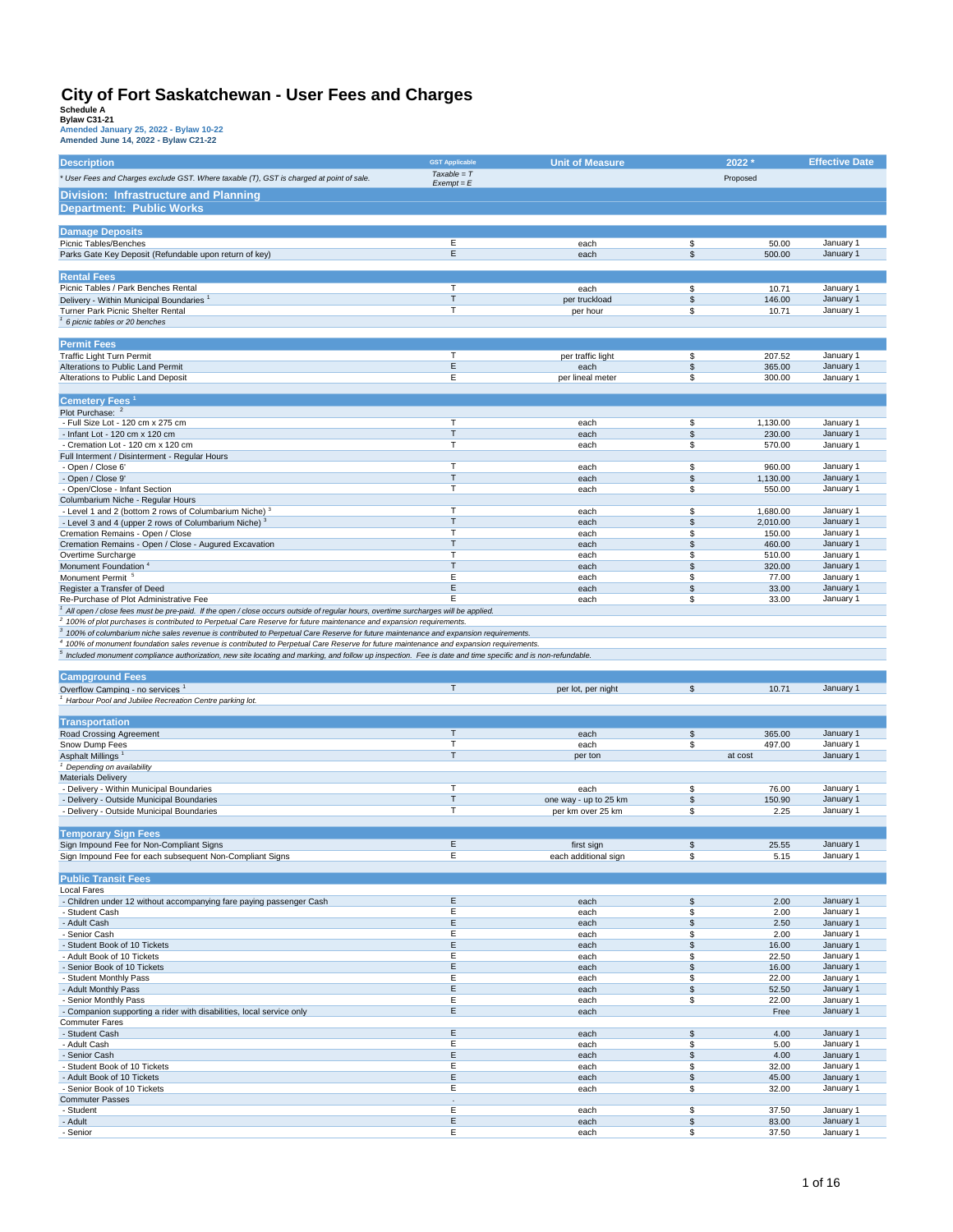# City of Fort Saskatchewan - User Fees and Charges

**Schedule A**
**Bylaw C31-21**
**Amended January 25, 2022 - Bylaw 10-22**
**Amended June 14, 2022 - Bylaw C21-22**

| Description | GST Applicable | Unit of Measure | | 2022 * | Effective Date |
|---|---|---|---|---|---|
| *\* User Fees and Charges exclude GST. Where taxable (T), GST is charged at point of sale.* | *Taxable = T Exempt = E* | | | Proposed | |
| **Division: Infrastructure and Planning** | | | | | |
| **Department: Public Works** | | | | | |
| **Damage Deposits** | | | | | |
| Picnic Tables/Benches | E | each | $ | 50.00 | January 1 |
| Parks Gate Key Deposit (Refundable upon return of key) | E | each | $ | 500.00 | January 1 |
| **Rental Fees** | | | | | |
| Picnic Tables / Park Benches Rental | T | each | $ | 10.71 | January 1 |
| Delivery - Within Municipal Boundaries [1] | T | per truckload | $ | 146.00 | January 1 |
| Turner Park Picnic Shelter Rental | T | per hour | $ | 10.71 | January 1 |
| *[1] 6 picnic tables or 20 benches* | | | | | |
| **Permit Fees** | | | | | |
| Traffic Light Turn Permit | T | per traffic light | $ | 207.52 | January 1 |
| Alterations to Public Land Permit | E | each | $ | 365.00 | January 1 |
| Alterations to Public Land Deposit | E | per lineal meter | $ | 300.00 | January 1 |
| **Cemetery Fees [1]** | | | | | |
| Plot Purchase: [2] | | | | | |
| - Full Size Lot - 120 cm x 275 cm | T | each | $ | 1,130.00 | January 1 |
| - Infant Lot - 120 cm x 120 cm | T | each | $ | 230.00 | January 1 |
| - Cremation Lot - 120 cm x 120 cm | T | each | $ | 570.00 | January 1 |
| Full Interment / Disinterment - Regular Hours | | | | | |
| - Open / Close 6' | T | each | $ | 960.00 | January 1 |
| - Open / Close 9' | T | each | $ | 1,130.00 | January 1 |
| - Open/Close - Infant Section | T | each | $ | 550.00 | January 1 |
| Columbarium Niche - Regular Hours | | | | | |
| - Level 1 and 2 (bottom 2 rows of Columbarium Niche) [3] | T | each | $ | 1,680.00 | January 1 |
| - Level 3 and 4 (upper 2 rows of Columbarium Niche) [3] | T | each | $ | 2,010.00 | January 1 |
| Cremation Remains - Open / Close | T | each | $ | 150.00 | January 1 |
| Cremation Remains - Open / Close - Augured Excavation | T | each | $ | 460.00 | January 1 |
| Overtime Surcharge | T | each | $ | 510.00 | January 1 |
| Monument Foundation [4] | T | each | $ | 320.00 | January 1 |
| Monument Permit [5] | E | each | $ | 77.00 | January 1 |
| Register a Transfer of Deed | E | each | $ | 33.00 | January 1 |
| Re-Purchase of Plot Administrative Fee | E | each | $ | 33.00 | January 1 |
| *[1] All open / close fees must be pre-paid. If the open / close occurs outside of regular hours, overtime surcharges will be applied.* | | | | | |
| *[2] 100% of plot purchases is contributed to Perpetual Care Reserve for future maintenance and expansion requirements.* | | | | | |
| *[3] 100% of columbarium niche sales revenue is contributed to Perpetual Care Reserve for future maintenance and expansion requirements.* | | | | | |
| *[4] 100% of monument foundation sales revenue is contributed to Perpetual Care Reserve for future maintenance and expansion requirements.* | | | | | |
| *[5] Included monument compliance authorization, new site locating and marking, and follow up inspection. Fee is date and time specific and is non-refundable.* | | | | | |
| **Campground Fees** | | | | | |
| Overflow Camping - no services [1] | T | per lot, per night | $ | 10.71 | January 1 |
| *[1] Harbour Pool and Jubilee Recreation Centre parking lot.* | | | | | |
| **Transportation** | | | | | |
| Road Crossing Agreement | T | each | $ | 365.00 | January 1 |
| Snow Dump Fees | T | each | $ | 497.00 | January 1 |
| Asphalt Millings [1] | T | per ton | | at cost | January 1 |
| *[1] Depending on availability* | | | | | |
| Materials Delivery | | | | | |
| - Delivery - Within Municipal Boundaries | T | each | $ | 76.00 | January 1 |
| - Delivery - Outside Municipal Boundaries | T | one way - up to 25 km | $ | 150.90 | January 1 |
| - Delivery - Outside Municipal Boundaries | T | per km over 25 km | $ | 2.25 | January 1 |
| **Temporary Sign Fees** | | | | | |
| Sign Impound Fee for Non-Compliant Signs | E | first sign | $ | 25.55 | January 1 |
| Sign Impound Fee for each subsequent Non-Compliant Signs | E | each additional sign | $ | 5.15 | January 1 |
| **Public Transit Fees** | | | | | |
| Local Fares | | | | | |
| - Children under 12 without accompanying fare paying passenger Cash | E | each | $ | 2.00 | January 1 |
| - Student Cash | E | each | $ | 2.00 | January 1 |
| - Adult Cash | E | each | $ | 2.50 | January 1 |
| - Senior Cash | E | each | $ | 2.00 | January 1 |
| - Student Book of 10 Tickets | E | each | $ | 16.00 | January 1 |
| - Adult Book of 10 Tickets | E | each | $ | 22.50 | January 1 |
| - Senior Book of 10 Tickets | E | each | $ | 16.00 | January 1 |
| - Student Monthly Pass | E | each | $ | 22.00 | January 1 |
| - Adult Monthly Pass | E | each | $ | 52.50 | January 1 |
| - Senior Monthly Pass | E | each | $ | 22.00 | January 1 |
| - Companion supporting a rider with disabilities, local service only | E | each | | Free | January 1 |
| Commuter Fares | | | | | |
| - Student Cash | E | each | $ | 4.00 | January 1 |
| - Adult Cash | E | each | $ | 5.00 | January 1 |
| - Senior Cash | E | each | $ | 4.00 | January 1 |
| - Student Book of 10 Tickets | E | each | $ | 32.00 | January 1 |
| - Adult Book of 10 Tickets | E | each | $ | 45.00 | January 1 |
| - Senior Book of 10 Tickets | E | each | $ | 32.00 | January 1 |
| Commuter Passes | . | | | | |
| - Student | E | each | $ | 37.50 | January 1 |
| - Adult | E | each | $ | 83.00 | January 1 |
| - Senior | E | each | $ | 37.50 | January 1 |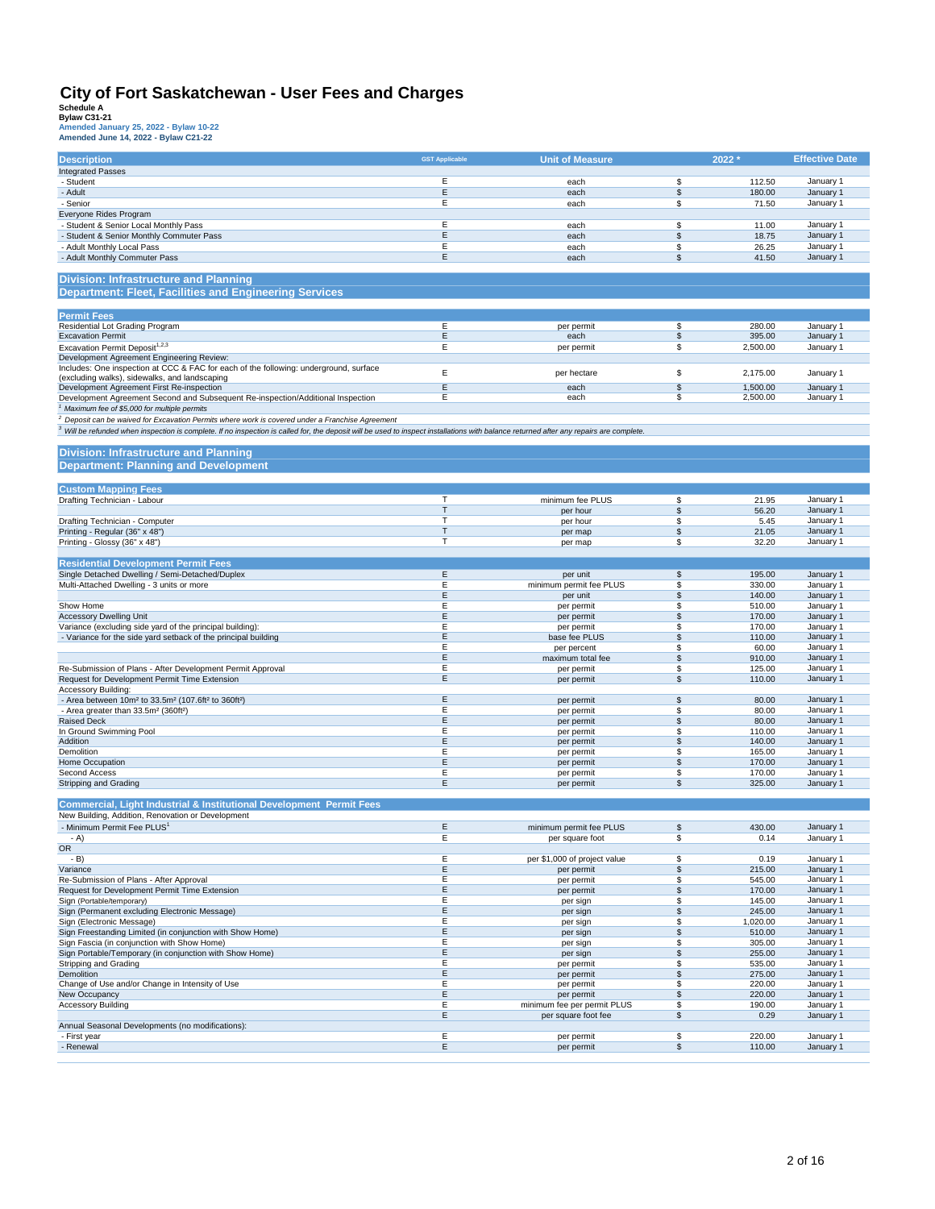# City of Fort Saskatchewan - User Fees and Charges

**Schedule A**
**Bylaw C31-21**
**Amended January 25, 2022 - Bylaw 10-22**
**Amended June 14, 2022 - Bylaw C21-22**

| Description | GST Applicable | Unit of Measure | 2022 * | Effective Date |
|---|---|---|---|---|
| Integrated Passes | | | | |
| - Student | E | each | $ 112.50 | January 1 |
| - Adult | E | each | $ 180.00 | January 1 |
| - Senior | E | each | $ 71.50 | January 1 |
| Everyone Rides Program | | | | |
| - Student & Senior Local Monthly Pass | E | each | $ 11.00 | January 1 |
| - Student & Senior Monthly Commuter Pass | E | each | $ 18.75 | January 1 |
| - Adult Monthly Local Pass | E | each | $ 26.25 | January 1 |
| - Adult Monthly Commuter Pass | E | each | $ 41.50 | January 1 |

## Division: Infrastructure and Planning
## Department: Fleet, Facilities and Engineering Services

| Permit Fees | | | | |
|---|---|---|---|---|
| Residential Lot Grading Program | E | per permit | $ 280.00 | January 1 |
| Excavation Permit | E | each | $ 395.00 | January 1 |
| Excavation Permit Deposit[1,2,3] | E | per permit | $ 2,500.00 | January 1 |
| Development Agreement Engineering Review: | | | | |
| Includes: One inspection at CCC & FAC for each of the following: underground, surface (excluding walks), sidewalks, and landscaping | E | per hectare | $ 2,175.00 | January 1 |
| Development Agreement First Re-inspection | E | each | $ 1,500.00 | January 1 |
| Development Agreement Second and Subsequent Re-inspection/Additional Inspection | E | each | $ 2,500.00 | January 1 |

*[1] Maximum fee of $5,000 for multiple permits*

*[2] Deposit can be waived for Excavation Permits where work is covered under a Franchise Agreement*

*[3] Will be refunded when inspection is complete. If no inspection is called for, the deposit will be used to inspect installations with balance returned after any repairs are complete.*

## Division: Infrastructure and Planning
## Department: Planning and Development

| Custom Mapping Fees | | | | |
|---|---|---|---|---|
| Drafting Technician - Labour | T | minimum fee PLUS | $ 21.95 | January 1 |
| | T | per hour | $ 56.20 | January 1 |
| Drafting Technician - Computer | T | per hour | $ 5.45 | January 1 |
| Printing - Regular (36" x 48") | T | per map | $ 21.05 | January 1 |
| Printing - Glossy (36" x 48") | T | per map | $ 32.20 | January 1 |

| Residential Development Permit Fees | | | | |
|---|---|---|---|---|
| Single Detached Dwelling / Semi-Detached/Duplex | E | per unit | $ 195.00 | January 1 |
| Multi-Attached Dwelling - 3 units or more | E | minimum permit fee PLUS | $ 330.00 | January 1 |
| | E | per unit | $ 140.00 | January 1 |
| Show Home | E | per permit | $ 510.00 | January 1 |
| Accessory Dwelling Unit | E | per permit | $ 170.00 | January 1 |
| Variance (excluding side yard of the principal building): | E | per permit | $ 170.00 | January 1 |
| - Variance for the side yard setback of the principal building | E | base fee PLUS | $ 110.00 | January 1 |
| | E | per percent | $ 60.00 | January 1 |
| | E | maximum total fee | $ 910.00 | January 1 |
| Re-Submission of Plans - After Development Permit Approval | E | per permit | $ 125.00 | January 1 |
| Request for Development Permit Time Extension | E | per permit | $ 110.00 | January 1 |
| Accessory Building: | | | | |
| - Area between 10m² to 33.5m² (107.6ft² to 360ft²) | E | per permit | $ 80.00 | January 1 |
| - Area greater than 33.5m² (360ft²) | E | per permit | $ 80.00 | January 1 |
| Raised Deck | E | per permit | $ 80.00 | January 1 |
| In Ground Swimming Pool | E | per permit | $ 110.00 | January 1 |
| Addition | E | per permit | $ 140.00 | January 1 |
| Demolition | E | per permit | $ 165.00 | January 1 |
| Home Occupation | E | per permit | $ 170.00 | January 1 |
| Second Access | E | per permit | $ 170.00 | January 1 |
| Stripping and Grading | E | per permit | $ 325.00 | January 1 |

| Commercial, Light Industrial & Institutional Development Permit Fees | | | | |
|---|---|---|---|---|
| New Building, Addition, Renovation or Development | | | | |
| - Minimum Permit Fee PLUS[1] | E | minimum permit fee PLUS | $ 430.00 | January 1 |
| - A) | E | per square foot | $ 0.14 | January 1 |
| OR | | | | |
| - B) | E | per $1,000 of project value | $ 0.19 | January 1 |
| Variance | E | per permit | $ 215.00 | January 1 |
| Re-Submission of Plans - After Approval | E | per permit | $ 545.00 | January 1 |
| Request for Development Permit Time Extension | E | per permit | $ 170.00 | January 1 |
| Sign (Portable/temporary) | E | per sign | $ 145.00 | January 1 |
| Sign (Permanent excluding Electronic Message) | E | per sign | $ 245.00 | January 1 |
| Sign (Electronic Message) | E | per sign | $ 1,020.00 | January 1 |
| Sign Freestanding Limited (in conjunction with Show Home) | E | per sign | $ 510.00 | January 1 |
| Sign Fascia (in conjunction with Show Home) | E | per sign | $ 305.00 | January 1 |
| Sign Portable/Temporary (in conjunction with Show Home) | E | per sign | $ 255.00 | January 1 |
| Stripping and Grading | E | per permit | $ 535.00 | January 1 |
| Demolition | E | per permit | $ 275.00 | January 1 |
| Change of Use and/or Change in Intensity of Use | E | per permit | $ 220.00 | January 1 |
| New Occupancy | E | per permit | $ 220.00 | January 1 |
| Accessory Building | E | minimum fee per permit PLUS | $ 190.00 | January 1 |
| | E | per square foot fee | $ 0.29 | January 1 |
| Annual Seasonal Developments (no modifications): | | | | |
| - First year | E | per permit | $ 220.00 | January 1 |
| - Renewal | E | per permit | $ 110.00 | January 1 |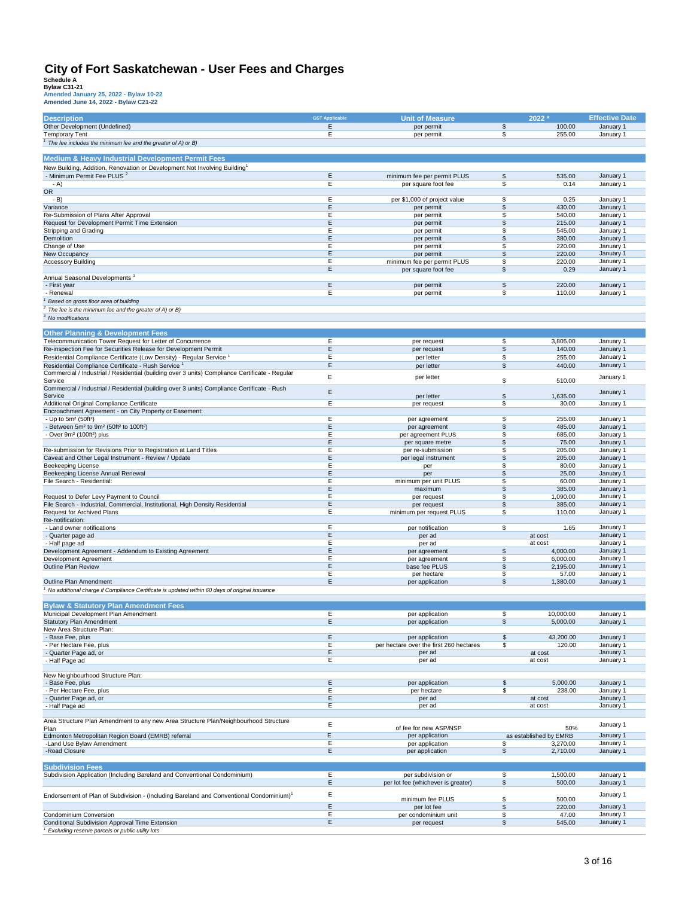# City of Fort Saskatchewan - User Fees and Charges

**Schedule A**
**Bylaw C31-21**
Amended January 25, 2022 - Bylaw 10-22
Amended June 14, 2022 - Bylaw C21-22

| Description | GST Applicable | Unit of Measure | 2022 * | Effective Date |
|---|---|---|---|---|
| Other Development (Undefined) | E | per permit | $ 100.00 | January 1 |
| Temporary Tent | E | per permit | $ 255.00 | January 1 |
| [1] *The fee includes the minimum fee and the greater of A) or B)* | | | | |
| **Medium & Heavy Industrial Development Permit Fees** | | | | |
| New Building, Addition, Renovation or Development Not Involving Building[1] | | | | |
| - Minimum Permit Fee PLUS [2] | E | minimum fee per permit PLUS | $ 535.00 | January 1 |
| - A) | E | per square foot fee | $ 0.14 | January 1 |
| OR | | | | |
| - B) | E | per $1,000 of project value | $ 0.25 | January 1 |
| Variance | E | per permit | $ 430.00 | January 1 |
| Re-Submission of Plans After Approval | E | per permit | $ 540.00 | January 1 |
| Request for Development Permit Time Extension | E | per permit | $ 215.00 | January 1 |
| Stripping and Grading | E | per permit | $ 545.00 | January 1 |
| Demolition | E | per permit | $ 380.00 | January 1 |
| Change of Use | E | per permit | $ 220.00 | January 1 |
| New Occupancy | E | per permit | $ 220.00 | January 1 |
| Accessory Building | E | minimum fee per permit PLUS | $ 220.00 | January 1 |
| | E | per square foot fee | $ 0.29 | January 1 |
| Annual Seasonal Developments [3] | | | | |
| - First year | E | per permit | $ 220.00 | January 1 |
| - Renewal | E | per permit | $ 110.00 | January 1 |
| [1] *Based on gross floor area of building* | | | | |
| [2] *The fee is the minimum fee and the greater of A) or B)* | | | | |
| [3] *No modifications* | | | | |
| **Other Planning & Development Fees** | | | | |
| Telecommunication Tower Request for Letter of Concurrence | E | per request | $ 3,805.00 | January 1 |
| Re-inspection Fee for Securities Release for Development Permit | E | per request | $ 140.00 | January 1 |
| Residential Compliance Certificate (Low Density) - Regular Service [1] | E | per letter | $ 255.00 | January 1 |
| Residential Compliance Certificate - Rush Service [1] | E | per letter | $ 440.00 | January 1 |
| Commercial / Industrial / Residential (building over 3 units) Compliance Certificate - Regular Service | E | per letter | $ 510.00 | January 1 |
| Commercial / Industrial / Residential (building over 3 units) Compliance Certificate - Rush Service | E | per letter | $ 1,635.00 | January 1 |
| Additional Original Compliance Certificate | E | per request | $ 30.00 | January 1 |
| Encroachment Agreement - on City Property or Easement: | | | | |
| - Up to 5m² (50ft²) | E | per agreement | $ 255.00 | January 1 |
| - Between 5m² to 9m² (50ft² to 100ft²) | E | per agreement | $ 485.00 | January 1 |
| - Over 9m² (100ft²) plus | E | per agreement PLUS | $ 685.00 | January 1 |
| | E | per square metre | $ 75.00 | January 1 |
| Re-submission for Revisions Prior to Registration at Land Titles | E | per re-submission | $ 205.00 | January 1 |
| Caveat and Other Legal Instrument - Review / Update | E | per legal instrument | $ 205.00 | January 1 |
| Beekeeping License | E | per | $ 80.00 | January 1 |
| Beekeeping License Annual Renewal | E | per | $ 25.00 | January 1 |
| File Search - Residential: | E | minimum per unit PLUS | $ 60.00 | January 1 |
| | E | maximum | $ 385.00 | January 1 |
| Request to Defer Levy Payment to Council | E | per request | $ 1,090.00 | January 1 |
| File Search - Industrial, Commercial, Institutional, High Density Residential | E | per request | $ 385.00 | January 1 |
| Request for Archived Plans | E | minimum per request PLUS | $ 110.00 | January 1 |
| Re-notification: | | | | |
| - Land owner notifications | E | per notification | $ 1.65 | January 1 |
| - Quarter page ad | E | per ad | at cost | January 1 |
| - Half page ad | E | per ad | at cost | January 1 |
| Development Agreement - Addendum to Existing Agreement | E | per agreement | $ 4,000.00 | January 1 |
| Development Agreement | E | per agreement | $ 6,000.00 | January 1 |
| Outline Plan Review | E | base fee PLUS | $ 2,195.00 | January 1 |
| | E | per hectare | $ 57.00 | January 1 |
| Outline Plan Amendment | E | per application | $ 1,380.00 | January 1 |
| [1] *No additional charge if Compliance Certificate is updated within 60 days of original issuance* | | | | |
| **Bylaw & Statutory Plan Amendment Fees** | | | | |
| Municipal Development Plan Amendment | E | per application | $ 10,000.00 | January 1 |
| Statutory Plan Amendment | E | per application | $ 5,000.00 | January 1 |
| New Area Structure Plan: | | | | |
| - Base Fee, plus | E | per application | $ 43,200.00 | January 1 |
| - Per Hectare Fee, plus | E | per hectare over the first 260 hectares | $ 120.00 | January 1 |
| - Quarter Page ad, or | E | per ad | at cost | January 1 |
| - Half Page ad | E | per ad | at cost | January 1 |
| New Neighbourhood Structure Plan: | | | | |
| - Base Fee, plus | E | per application | $ 5,000.00 | January 1 |
| - Per Hectare Fee, plus | E | per hectare | $ 238.00 | January 1 |
| - Quarter Page ad, or | E | per ad | at cost | January 1 |
| - Half Page ad | E | per ad | at cost | January 1 |
| Area Structure Plan Amendment to any new Area Structure Plan/Neighbourhood Structure Plan | E | of fee for new ASP/NSP | 50% | January 1 |
| Edmonton Metropolitan Region Board (EMRB) referral | E | per application | as established by EMRB | January 1 |
| -Land Use Bylaw Amendment | E | per application | $ 3,270.00 | January 1 |
| -Road Closure | E | per application | $ 2,710.00 | January 1 |
| **Subdivision Fees** | | | | |
| Subdivision Application (Including Bareland and Conventional Condominium) | E | per subdivision or | $ 1,500.00 | January 1 |
| | E | per lot fee (whichever is greater) | $ 500.00 | January 1 |
| Endorsement of Plan of Subdivision - (Including Bareland and Conventional Condominium)[1] | E | minimum fee PLUS | $ 500.00 | January 1 |
| | E | per lot fee | $ 220.00 | January 1 |
| Condominium Conversion | E | per condominium unit | $ 47.00 | January 1 |
| Conditional Subdivision Approval Time Extension | E | per request | $ 545.00 | January 1 |
| [1] *Excluding reserve parcels or public utility lots* | | | | |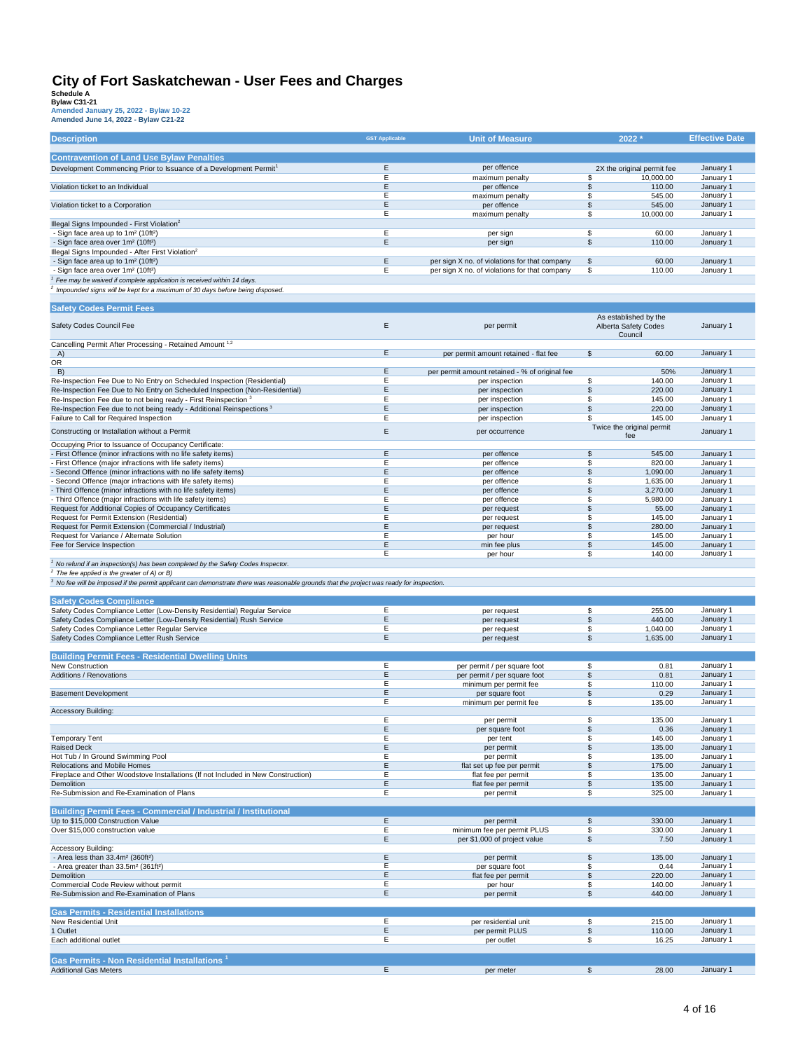# City of Fort Saskatchewan - User Fees and Charges

**Schedule A**
**Bylaw C31-21**
**Amended January 25, 2022 - Bylaw 10-22**
**Amended June 14, 2022 - Bylaw C21-22**

| Description | GST Applicable | Unit of Measure | 2022 * | Effective Date |
|---|---|---|---|---|
| **Contravention of Land Use Bylaw Penalties** | | | | |
| Development Commencing Prior to Issuance of a Development Permit[1] | E | per offence | 2X the original permit fee | January 1 |
| | E | maximum penalty | $ 10,000.00 | January 1 |
| Violation ticket to an Individual | E | per offence | $ 110.00 | January 1 |
| | E | maximum penalty | $ 545.00 | January 1 |
| Violation ticket to a Corporation | E | per offence | $ 545.00 | January 1 |
| | E | maximum penalty | $ 10,000.00 | January 1 |
| Illegal Signs Impounded - First Violation[2] | | | | |
| - Sign face area up to 1m² (10ft²) | E | per sign | $ 60.00 | January 1 |
| - Sign face area over 1m² (10ft²) | E | per sign | $ 110.00 | January 1 |
| Illegal Signs Impounded - After First Violation[2] | | | | |
| - Sign face area up to 1m² (10ft²) | E | per sign X no. of violations for that company | $ 60.00 | January 1 |
| - Sign face area over 1m² (10ft²) | E | per sign X no. of violations for that company | $ 110.00 | January 1 |
| *[1] Fee may be waived if complete application is received within 14 days.* | | | | |
| *[2] Impounded signs will be kept for a maximum of 30 days before being disposed.* | | | | |
| **Safety Codes Permit Fees** | | | | |
| Safety Codes Council Fee | E | per permit | As established by the Alberta Safety Codes Council | January 1 |
| Cancelling Permit After Processing - Retained Amount[1,2] | | | | |
| A) | E | per permit amount retained - flat fee | $ 60.00 | January 1 |
| OR | | | | |
| B) | E | per permit amount retained - % of original fee | 50% | January 1 |
| Re-Inspection Fee Due to No Entry on Scheduled Inspection (Residential) | E | per inspection | $ 140.00 | January 1 |
| Re-Inspection Fee Due to No Entry on Scheduled Inspection (Non-Residential) | E | per inspection | $ 220.00 | January 1 |
| Re-Inspection Fee due to not being ready - First Reinspection[3] | E | per inspection | $ 145.00 | January 1 |
| Re-Inspection Fee due to not being ready - Additional Reinspections[3] | E | per inspection | $ 220.00 | January 1 |
| Failure to Call for Required Inspection | E | per inspection | $ 145.00 | January 1 |
| Constructing or Installation without a Permit | E | per occurrence | Twice the original permit fee | January 1 |
| Occupying Prior to Issuance of Occupancy Certificate: | | | | |
| - First Offence (minor infractions with no life safety items) | E | per offence | $ 545.00 | January 1 |
| - First Offence (major infractions with life safety items) | E | per offence | $ 820.00 | January 1 |
| - Second Offence (minor infractions with no life safety items) | E | per offence | $ 1,090.00 | January 1 |
| - Second Offence (major infractions with life safety items) | E | per offence | $ 1,635.00 | January 1 |
| - Third Offence (minor infractions with no life safety items) | E | per offence | $ 3,270.00 | January 1 |
| - Third Offence (major infractions with life safety items) | E | per offence | $ 5,980.00 | January 1 |
| Request for Additional Copies of Occupancy Certificates | E | per request | $ 55.00 | January 1 |
| Request for Permit Extension (Residential) | E | per request | $ 145.00 | January 1 |
| Request for Permit Extension (Commercial / Industrial) | E | per request | $ 280.00 | January 1 |
| Request for Variance / Alternate Solution | E | per hour | $ 145.00 | January 1 |
| Fee for Service Inspection | E | min fee plus | $ 145.00 | January 1 |
| | E | per hour | $ 140.00 | January 1 |
| *[1] No refund if an inspection(s) has been completed by the Safety Codes Inspector.* | | | | |
| *[2] The fee applied is the greater of A) or B)* | | | | |
| *[3] No fee will be imposed if the permit applicant can demonstrate there was reasonable grounds that the project was ready for inspection.* | | | | |
| **Safety Codes Compliance** | | | | |
| Safety Codes Compliance Letter (Low-Density Residential) Regular Service | E | per request | $ 255.00 | January 1 |
| Safety Codes Compliance Letter (Low-Density Residential) Rush Service | E | per request | $ 440.00 | January 1 |
| Safety Codes Compliance Letter Regular Service | E | per request | $ 1,040.00 | January 1 |
| Safety Codes Compliance Letter Rush Service | E | per request | $ 1,635.00 | January 1 |
| **Building Permit Fees - Residential Dwelling Units** | | | | |
| New Construction | E | per permit / per square foot | $ 0.81 | January 1 |
| Additions / Renovations | E | per permit / per square foot | $ 0.81 | January 1 |
| | E | minimum per permit fee | $ 110.00 | January 1 |
| Basement Development | E | per square foot | $ 0.29 | January 1 |
| | E | minimum per permit fee | $ 135.00 | January 1 |
| Accessory Building: | | | | |
| | E | per permit | $ 135.00 | January 1 |
| | E | per square foot | $ 0.36 | January 1 |
| Temporary Tent | E | per tent | $ 145.00 | January 1 |
| Raised Deck | E | per permit | $ 135.00 | January 1 |
| Hot Tub / In Ground Swimming Pool | E | per permit | $ 135.00 | January 1 |
| Relocations and Mobile Homes | E | flat set up fee per permit | $ 175.00 | January 1 |
| Fireplace and Other Woodstove Installations (If not Included in New Construction) | E | flat fee per permit | $ 135.00 | January 1 |
| Demolition | E | flat fee per permit | $ 135.00 | January 1 |
| Re-Submission and Re-Examination of Plans | E | per permit | $ 325.00 | January 1 |
| **Building Permit Fees - Commercial / Industrial / Institutional** | | | | |
| Up to $15,000 Construction Value | E | per permit | $ 330.00 | January 1 |
| Over $15,000 construction value | E | minimum fee per permit PLUS | $ 330.00 | January 1 |
| | E | per $1,000 of project value | $ 7.50 | January 1 |
| Accessory Building: | | | | |
| - Area less than 33.4m² (360ft²) | E | per permit | $ 135.00 | January 1 |
| - Area greater than 33.5m² (361ft²) | E | per square foot | $ 0.44 | January 1 |
| Demolition | E | flat fee per permit | $ 220.00 | January 1 |
| Commercial Code Review without permit | E | per hour | $ 140.00 | January 1 |
| Re-Submission and Re-Examination of Plans | E | per permit | $ 440.00 | January 1 |
| **Gas Permits - Residential Installations** | | | | |
| New Residential Unit | E | per residential unit | $ 215.00 | January 1 |
| 1 Outlet | E | per permit PLUS | $ 110.00 | January 1 |
| Each additional outlet | E | per outlet | $ 16.25 | January 1 |
| **Gas Permits - Non Residential Installations[1]** | | | | |
| Additional Gas Meters | E | per meter | $ 28.00 | January 1 |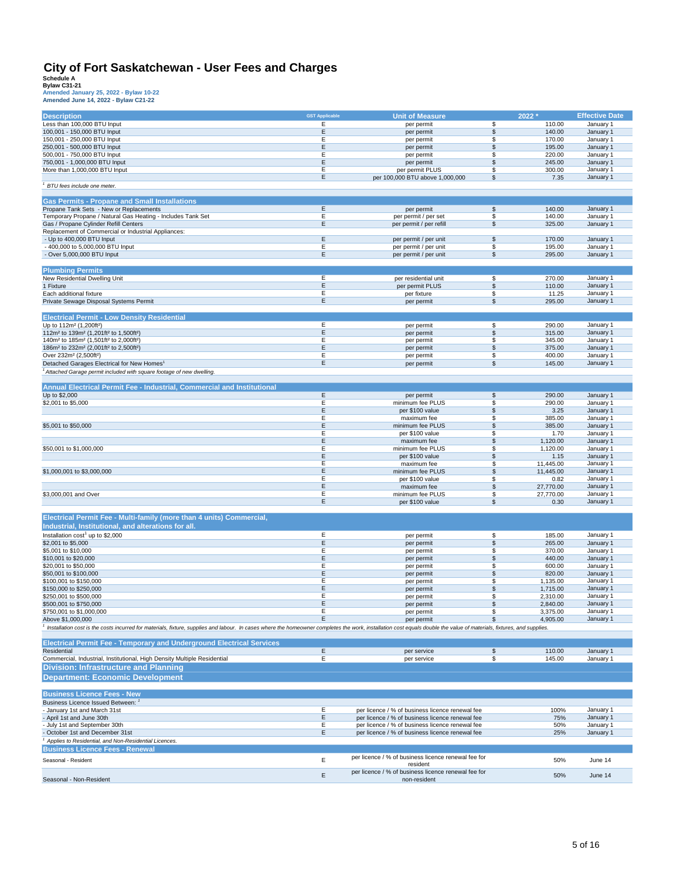# City of Fort Saskatchewan - User Fees and Charges

**Schedule A**
**Bylaw C31-21**
**Amended January 25, 2022 - Bylaw 10-22**
**Amended June 14, 2022 - Bylaw C21-22**

| Description | GST Applicable | Unit of Measure | | 2022 * | Effective Date |
|---|---|---|---|---|---|
| Less than 100,000 BTU Input | E | per permit | $ | 110.00 | January 1 |
| 100,001 - 150,000 BTU Input | E | per permit | $ | 140.00 | January 1 |
| 150,001 - 250,000 BTU Input | E | per permit | $ | 170.00 | January 1 |
| 250,001 - 500,000 BTU Input | E | per permit | $ | 195.00 | January 1 |
| 500,001 - 750,000 BTU Input | E | per permit | $ | 220.00 | January 1 |
| 750,001 - 1,000,000 BTU Input | E | per permit | $ | 245.00 | January 1 |
| More than 1,000,000 BTU Input | E | per permit PLUS | $ | 300.00 | January 1 |
| | E | per 100,000 BTU above 1,000,000 | $ | 7.35 | January 1 |
| *[1] BTU fees include one meter.* | | | | | |
| **Gas Permits - Propane and Small Installations** | | | | | |
| Propane Tank Sets - New or Replacements | E | per permit | $ | 140.00 | January 1 |
| Temporary Propane / Natural Gas Heating - Includes Tank Set | E | per permit / per set | $ | 140.00 | January 1 |
| Gas / Propane Cylinder Refill Centers | E | per permit / per refill | $ | 325.00 | January 1 |
| Replacement of Commercial or Industrial Appliances: | | | | | |
| - Up to 400,000 BTU Input | E | per permit / per unit | $ | 170.00 | January 1 |
| - 400,000 to 5,000,000 BTU Input | E | per permit / per unit | $ | 195.00 | January 1 |
| - Over 5,000,000 BTU Input | E | per permit / per unit | $ | 295.00 | January 1 |
| **Plumbing Permits** | | | | | |
| New Residential Dwelling Unit | E | per residential unit | $ | 270.00 | January 1 |
| 1 Fixture | E | per permit PLUS | $ | 110.00 | January 1 |
| Each additional fixture | E | per fixture | $ | 11.25 | January 1 |
| Private Sewage Disposal Systems Permit | E | per permit | $ | 295.00 | January 1 |
| **Electrical Permit - Low Density Residential** | | | | | |
| Up to 112m² (1,200ft²) | E | per permit | $ | 290.00 | January 1 |
| 112m² to 139m² (1,201ft² to 1,500ft²) | E | per permit | $ | 315.00 | January 1 |
| 140m² to 185m² (1,501ft² to 2,000ft²) | E | per permit | $ | 345.00 | January 1 |
| 186m² to 232m² (2,001ft² to 2,500ft²) | E | per permit | $ | 375.00 | January 1 |
| Over 232m² (2,500ft²) | E | per permit | $ | 400.00 | January 1 |
| Detached Garages Electrical for New Homes[1] | E | per permit | $ | 145.00 | January 1 |
| *[1] Attached Garage permit included with square footage of new dwelling.* | | | | | |
| **Annual Electrical Permit Fee - Industrial, Commercial and Institutional** | | | | | |
| Up to $2,000 | E | per permit | $ | 290.00 | January 1 |
| $2,001 to $5,000 | E | minimum fee PLUS | $ | 290.00 | January 1 |
| | E | per $100 value | $ | 3.25 | January 1 |
| | E | maximum fee | $ | 385.00 | January 1 |
| $5,001 to $50,000 | E | minimum fee PLUS | $ | 385.00 | January 1 |
| | E | per $100 value | $ | 1.70 | January 1 |
| | E | maximum fee | $ | 1,120.00 | January 1 |
| $50,001 to $1,000,000 | E | minimum fee PLUS | $ | 1,120.00 | January 1 |
| | E | per $100 value | $ | 1.15 | January 1 |
| | E | maximum fee | $ | 11,445.00 | January 1 |
| $1,000,001 to $3,000,000 | E | minimum fee PLUS | $ | 11,445.00 | January 1 |
| | E | per $100 value | $ | 0.82 | January 1 |
| | E | maximum fee | $ | 27,770.00 | January 1 |
| $3,000,001 and Over | E | minimum fee PLUS | $ | 27,770.00 | January 1 |
| | E | per $100 value | $ | 0.30 | January 1 |
| **Electrical Permit Fee - Multi-family (more than 4 units) Commercial, Industrial, Institutional, and alterations for all.** | | | | | |
| Installation cost[1] up to $2,000 | E | per permit | $ | 185.00 | January 1 |
| $2,001 to $5,000 | E | per permit | $ | 265.00 | January 1 |
| $5,001 to $10,000 | E | per permit | $ | 370.00 | January 1 |
| $10,001 to $20,000 | E | per permit | $ | 440.00 | January 1 |
| $20,001 to $50,000 | E | per permit | $ | 600.00 | January 1 |
| $50,001 to $100,000 | E | per permit | $ | 820.00 | January 1 |
| $100,001 to $150,000 | E | per permit | $ | 1,135.00 | January 1 |
| $150,000 to $250,000 | E | per permit | $ | 1,715.00 | January 1 |
| $250,001 to $500,000 | E | per permit | $ | 2,310.00 | January 1 |
| $500,001 to $750,000 | E | per permit | $ | 2,840.00 | January 1 |
| $750,001 to $1,000,000 | E | per permit | $ | 3,375.00 | January 1 |
| Above $1,000,000 | E | per permit | $ | 4,905.00 | January 1 |
| *[1] Installation cost is the costs incurred for materials, fixture, supplies and labour. In cases where the homeowner completes the work, installation cost equals double the value of materials, fixtures, and supplies.* | | | | | |
| **Electrical Permit Fee - Temporary and Underground Electrical Services** | | | | | |
| Residential | E | per service | $ | 110.00 | January 1 |
| Commercial, Industrial, Institutional, High Density Multiple Residential | E | per service | $ | 145.00 | January 1 |
| **Division: Infrastructure and Planning** | | | | | |
| **Department: Economic Development** | | | | | |
| **Business Licence Fees - New** | | | | | |
| Business Licence Issued Between: [1] | | | | | |
| - January 1st and March 31st | E | per licence / % of business licence renewal fee | | 100% | January 1 |
| - April 1st and June 30th | E | per licence / % of business licence renewal fee | | 75% | January 1 |
| - July 1st and September 30th | E | per licence / % of business licence renewal fee | | 50% | January 1 |
| - October 1st and December 31st | E | per licence / % of business licence renewal fee | | 25% | January 1 |
| *[1] Applies to Residential, and Non-Residential Licences.* | | | | | |
| **Business Licence Fees - Renewal** | | | | | |
| Seasonal - Resident | E | per licence / % of business licence renewal fee for resident | | 50% | June 14 |
| Seasonal - Non-Resident | E | per licence / % of business licence renewal fee for non-resident | | 50% | June 14 |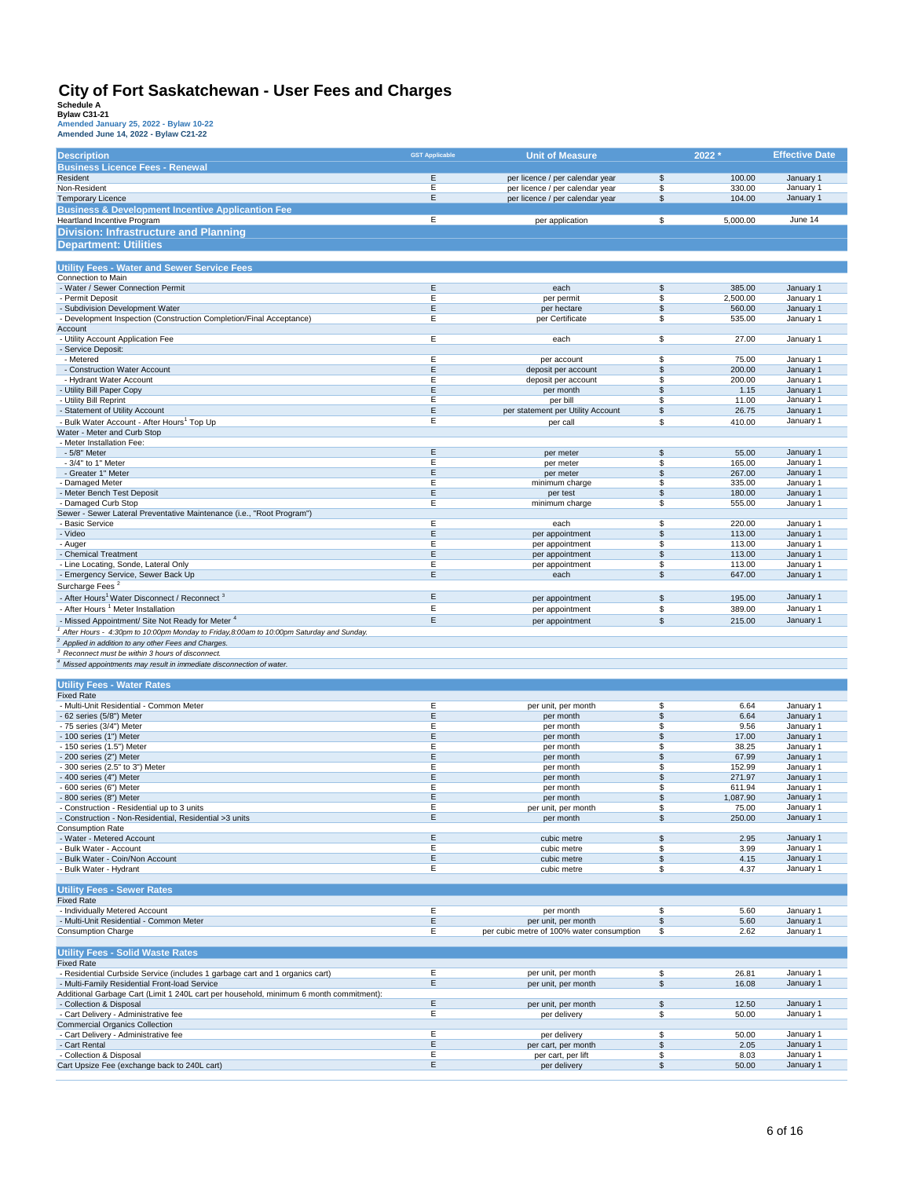# City of Fort Saskatchewan - User Fees and Charges

**Schedule A**
**Bylaw C31-21**
**Amended January 25, 2022 - Bylaw 10-22**
**Amended June 14, 2022 - Bylaw C21-22**

| Description | GST Applicable | Unit of Measure | | 2022 * | Effective Date |
|---|---|---|---|---|---|
| **Business Licence Fees - Renewal** | | | | | |
| Resident | E | per licence / per calendar year | $ | 100.00 | January 1 |
| Non-Resident | E | per licence / per calendar year | $ | 330.00 | January 1 |
| Temporary Licence | E | per licence / per calendar year | $ | 104.00 | January 1 |
| **Business & Development Incentive Applicantion Fee** | | | | | |
| Heartland Incentive Program | E | per application | $ | 5,000.00 | June 14 |
| **Division: Infrastructure and Planning** | | | | | |
| **Department: Utilities** | | | | | |
| **Utility Fees - Water and Sewer Service Fees** | | | | | |
| Connection to Main | | | | | |
| - Water / Sewer Connection Permit | E | each | $ | 385.00 | January 1 |
| - Permit Deposit | E | per permit | $ | 2,500.00 | January 1 |
| - Subdivision Development Water | E | per hectare | $ | 560.00 | January 1 |
| - Development Inspection (Construction Completion/Final Acceptance) | E | per Certificate | $ | 535.00 | January 1 |
| Account | | | | | |
| - Utility Account Application Fee | E | each | $ | 27.00 | January 1 |
| - Service Deposit: | | | | | |
| - Metered | E | per account | $ | 75.00 | January 1 |
| - Construction Water Account | E | deposit per account | $ | 200.00 | January 1 |
| - Hydrant Water Account | E | deposit per account | $ | 200.00 | January 1 |
| - Utility Bill Paper Copy | E | per month | $ | 1.15 | January 1 |
| - Utility Bill Reprint | E | per bill | $ | 11.00 | January 1 |
| - Statement of Utility Account | E | per statement per Utility Account | $ | 26.75 | January 1 |
| - Bulk Water Account - After Hours[1] Top Up | E | per call | $ | 410.00 | January 1 |
| Water - Meter and Curb Stop | | | | | |
| - Meter Installation Fee: | | | | | |
| - 5/8" Meter | E | per meter | $ | 55.00 | January 1 |
| - 3/4" to 1" Meter | E | per meter | $ | 165.00 | January 1 |
| - Greater 1" Meter | E | per meter | $ | 267.00 | January 1 |
| - Damaged Meter | E | minimum charge | $ | 335.00 | January 1 |
| - Meter Bench Test Deposit | E | per test | $ | 180.00 | January 1 |
| - Damaged Curb Stop | E | minimum charge | $ | 555.00 | January 1 |
| Sewer - Sewer Lateral Preventative Maintenance (i.e., "Root Program") | | | | | |
| - Basic Service | E | each | $ | 220.00 | January 1 |
| - Video | E | per appointment | $ | 113.00 | January 1 |
| - Auger | E | per appointment | $ | 113.00 | January 1 |
| - Chemical Treatment | E | per appointment | $ | 113.00 | January 1 |
| - Line Locating, Sonde, Lateral Only | E | per appointment | $ | 113.00 | January 1 |
| - Emergency Service, Sewer Back Up | E | each | $ | 647.00 | January 1 |
| Surcharge Fees [2] | | | | | |
| - After Hours[1] Water Disconnect / Reconnect [3] | E | per appointment | $ | 195.00 | January 1 |
| - After Hours [1] Meter Installation | E | per appointment | $ | 389.00 | January 1 |
| - Missed Appointment/ Site Not Ready for Meter [4] | E | per appointment | $ | 215.00 | January 1 |
| *[1] After Hours - 4:30pm to 10:00pm Monday to Friday,8:00am to 10:00pm Saturday and Sunday.* | | | | | |
| *[2] Applied in addition to any other Fees and Charges.* | | | | | |
| *[3] Reconnect must be within 3 hours of disconnect.* | | | | | |
| *[4] Missed appointments may result in immediate disconnection of water.* | | | | | |
| **Utility Fees - Water Rates** | | | | | |
| Fixed Rate | | | | | |
| - Multi-Unit Residential - Common Meter | E | per unit, per month | $ | 6.64 | January 1 |
| - 62 series (5/8") Meter | E | per month | $ | 6.64 | January 1 |
| - 75 series (3/4") Meter | E | per month | $ | 9.56 | January 1 |
| - 100 series (1") Meter | E | per month | $ | 17.00 | January 1 |
| - 150 series (1.5") Meter | E | per month | $ | 38.25 | January 1 |
| - 200 series (2") Meter | E | per month | $ | 67.99 | January 1 |
| - 300 series (2.5" to 3") Meter | E | per month | $ | 152.99 | January 1 |
| - 400 series (4") Meter | E | per month | $ | 271.97 | January 1 |
| - 600 series (6") Meter | E | per month | $ | 611.94 | January 1 |
| - 800 series (8") Meter | E | per month | $ | 1,087.90 | January 1 |
| - Construction - Residential up to 3 units | E | per unit, per month | $ | 75.00 | January 1 |
| - Construction - Non-Residential, Residential >3 units | E | per month | $ | 250.00 | January 1 |
| Consumption Rate | | | | | |
| - Water - Metered Account | E | cubic metre | $ | 2.95 | January 1 |
| - Bulk Water - Account | E | cubic metre | $ | 3.99 | January 1 |
| - Bulk Water - Coin/Non Account | E | cubic metre | $ | 4.15 | January 1 |
| - Bulk Water - Hydrant | E | cubic metre | $ | 4.37 | January 1 |
| **Utility Fees - Sewer Rates** | | | | | |
| Fixed Rate | | | | | |
| - Individually Metered Account | E | per month | $ | 5.60 | January 1 |
| - Multi-Unit Residential - Common Meter | E | per unit, per month | $ | 5.60 | January 1 |
| Consumption Charge | E | per cubic metre of 100% water consumption | $ | 2.62 | January 1 |
| **Utility Fees - Solid Waste Rates** | | | | | |
| Fixed Rate | | | | | |
| - Residential Curbside Service (includes 1 garbage cart and 1 organics cart) | E | per unit, per month | $ | 26.81 | January 1 |
| - Multi-Family Residential Front-load Service | E | per unit, per month | $ | 16.08 | January 1 |
| Additional Garbage Cart (Limit 1 240L cart per household, minimum 6 month commitment): | | | | | |
| - Collection & Disposal | E | per unit, per month | $ | 12.50 | January 1 |
| - Cart Delivery - Administrative fee | E | per delivery | $ | 50.00 | January 1 |
| Commercial Organics Collection | | | | | |
| - Cart Delivery - Administrative fee | E | per delivery | $ | 50.00 | January 1 |
| - Cart Rental | E | per cart, per month | $ | 2.05 | January 1 |
| - Collection & Disposal | E | per cart, per lift | $ | 8.03 | January 1 |
| Cart Upsize Fee (exchange back to 240L cart) | E | per delivery | $ | 50.00 | January 1 |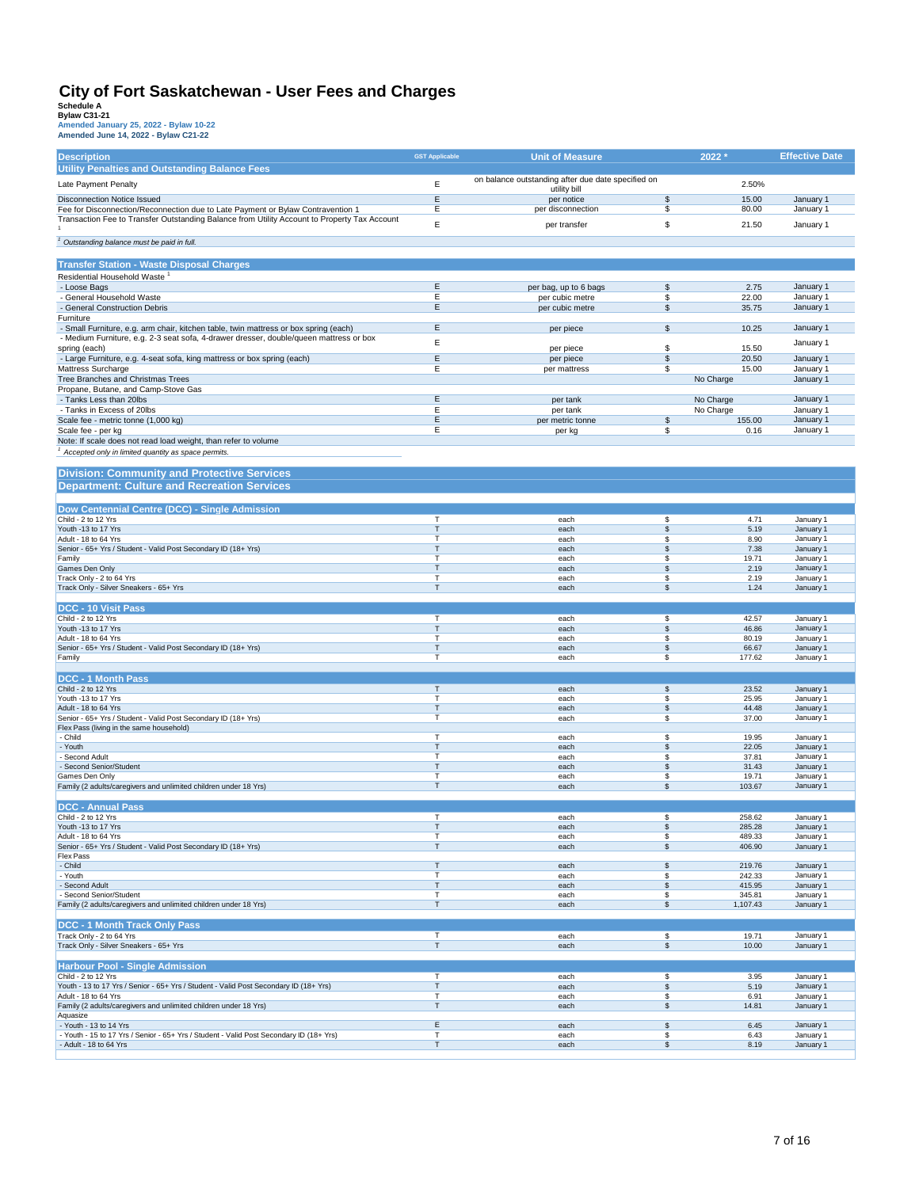# City of Fort Saskatchewan - User Fees and Charges

**Schedule A**
**Bylaw C31-21**
**Amended January 25, 2022 - Bylaw 10-22**
**Amended June 14, 2022 - Bylaw C21-22**

| Description | GST Applicable | Unit of Measure | 2022 * | Effective Date |
|---|---|---|---|---|
| **Utility Penalties and Outstanding Balance Fees** | | | | |
| Late Payment Penalty | E | on balance outstanding after due date specified on utility bill | 2.50% | |
| Disconnection Notice Issued | E | per notice | $ 15.00 | January 1 |
| Fee for Disconnection/Reconnection due to Late Payment or Bylaw Contravention 1 | E | per disconnection | $ 80.00 | January 1 |
| Transaction Fee to Transfer Outstanding Balance from Utility Account to Property Tax Account [1] | E | per transfer | $ 21.50 | January 1 |
| [1] *Outstanding balance must be paid in full.* | | | | |
| **Transfer Station - Waste Disposal Charges** | | | | |
| Residential Household Waste [1] | | | | |
| - Loose Bags | E | per bag, up to 6 bags | $ 2.75 | January 1 |
| - General Household Waste | E | per cubic metre | $ 22.00 | January 1 |
| - General Construction Debris | E | per cubic metre | $ 35.75 | January 1 |
| Furniture | | | | |
| - Small Furniture, e.g. arm chair, kitchen table, twin mattress or box spring (each) | E | per piece | $ 10.25 | January 1 |
| - Medium Furniture, e.g. 2-3 seat sofa, 4-drawer dresser, double/queen mattress or box spring (each) | E | per piece | $ 15.50 | January 1 |
| - Large Furniture, e.g. 4-seat sofa, king mattress or box spring (each) | E | per piece | $ 20.50 | January 1 |
| Mattress Surcharge | E | per mattress | $ 15.00 | January 1 |
| Tree Branches and Christmas Trees | | | No Charge | January 1 |
| Propane, Butane, and Camp-Stove Gas | | | | |
| - Tanks Less than 20lbs | E | per tank | No Charge | January 1 |
| - Tanks in Excess of 20lbs | E | per tank | No Charge | January 1 |
| Scale fee - metric tonne (1,000 kg) | E | per metric tonne | $ 155.00 | January 1 |
| Scale fee - per kg | E | per kg | $ 0.16 | January 1 |
| Note: If scale does not read load weight, than refer to volume | | | | |
| [1] *Accepted only in limited quantity as space permits.* | | | | |
| **Division: Community and Protective Services** | | | | |
| **Department: Culture and Recreation Services** | | | | |
| **Dow Centennial Centre (DCC) - Single Admission** | | | | |
| Child - 2 to 12 Yrs | T | each | $ 4.71 | January 1 |
| Youth -13 to 17 Yrs | T | each | $ 5.19 | January 1 |
| Adult - 18 to 64 Yrs | T | each | $ 8.90 | January 1 |
| Senior - 65+ Yrs / Student - Valid Post Secondary ID (18+ Yrs) | T | each | $ 7.38 | January 1 |
| Family | T | each | $ 19.71 | January 1 |
| Games Den Only | T | each | $ 2.19 | January 1 |
| Track Only - 2 to 64 Yrs | T | each | $ 2.19 | January 1 |
| Track Only - Silver Sneakers - 65+ Yrs | T | each | $ 1.24 | January 1 |
| **DCC - 10 Visit Pass** | | | | |
| Child - 2 to 12 Yrs | T | each | $ 42.57 | January 1 |
| Youth -13 to 17 Yrs | T | each | $ 46.86 | January 1 |
| Adult - 18 to 64 Yrs | T | each | $ 80.19 | January 1 |
| Senior - 65+ Yrs / Student - Valid Post Secondary ID (18+ Yrs) | T | each | $ 66.67 | January 1 |
| Family | T | each | $ 177.62 | January 1 |
| **DCC - 1 Month Pass** | | | | |
| Child - 2 to 12 Yrs | T | each | $ 23.52 | January 1 |
| Youth -13 to 17 Yrs | T | each | $ 25.95 | January 1 |
| Adult - 18 to 64 Yrs | T | each | $ 44.48 | January 1 |
| Senior - 65+ Yrs / Student - Valid Post Secondary ID (18+ Yrs) | T | each | $ 37.00 | January 1 |
| Flex Pass (living in the same household) | | | | |
| - Child | T | each | $ 19.95 | January 1 |
| - Youth | T | each | $ 22.05 | January 1 |
| - Second Adult | T | each | $ 37.81 | January 1 |
| - Second Senior/Student | T | each | $ 31.43 | January 1 |
| Games Den Only | T | each | $ 19.71 | January 1 |
| Family (2 adults/caregivers and unlimited children under 18 Yrs) | T | each | $ 103.67 | January 1 |
| **DCC - Annual Pass** | | | | |
| Child - 2 to 12 Yrs | T | each | $ 258.62 | January 1 |
| Youth -13 to 17 Yrs | T | each | $ 285.28 | January 1 |
| Adult - 18 to 64 Yrs | T | each | $ 489.33 | January 1 |
| Senior - 65+ Yrs / Student - Valid Post Secondary ID (18+ Yrs) | T | each | $ 406.90 | January 1 |
| Flex Pass | | | | |
| - Child | T | each | $ 219.76 | January 1 |
| - Youth | T | each | $ 242.33 | January 1 |
| - Second Adult | T | each | $ 415.95 | January 1 |
| - Second Senior/Student | T | each | $ 345.81 | January 1 |
| Family (2 adults/caregivers and unlimited children under 18 Yrs) | T | each | $ 1,107.43 | January 1 |
| **DCC - 1 Month Track Only Pass** | | | | |
| Track Only - 2 to 64 Yrs | T | each | $ 19.71 | January 1 |
| Track Only - Silver Sneakers - 65+ Yrs | T | each | $ 10.00 | January 1 |
| **Harbour Pool - Single Admission** | | | | |
| Child - 2 to 12 Yrs | T | each | $ 3.95 | January 1 |
| Youth - 13 to 17 Yrs / Senior - 65+ Yrs / Student - Valid Post Secondary ID (18+ Yrs) | T | each | $ 5.19 | January 1 |
| Adult - 18 to 64 Yrs | T | each | $ 6.91 | January 1 |
| Family (2 adults/caregivers and unlimited children under 18 Yrs) | T | each | $ 14.81 | January 1 |
| Aquasize | | | | |
| - Youth - 13 to 14 Yrs | E | each | $ 6.45 | January 1 |
| - Youth - 15 to 17 Yrs / Senior - 65+ Yrs / Student - Valid Post Secondary ID (18+ Yrs) | T | each | $ 6.43 | January 1 |
| - Adult - 18 to 64 Yrs | T | each | $ 8.19 | January 1 |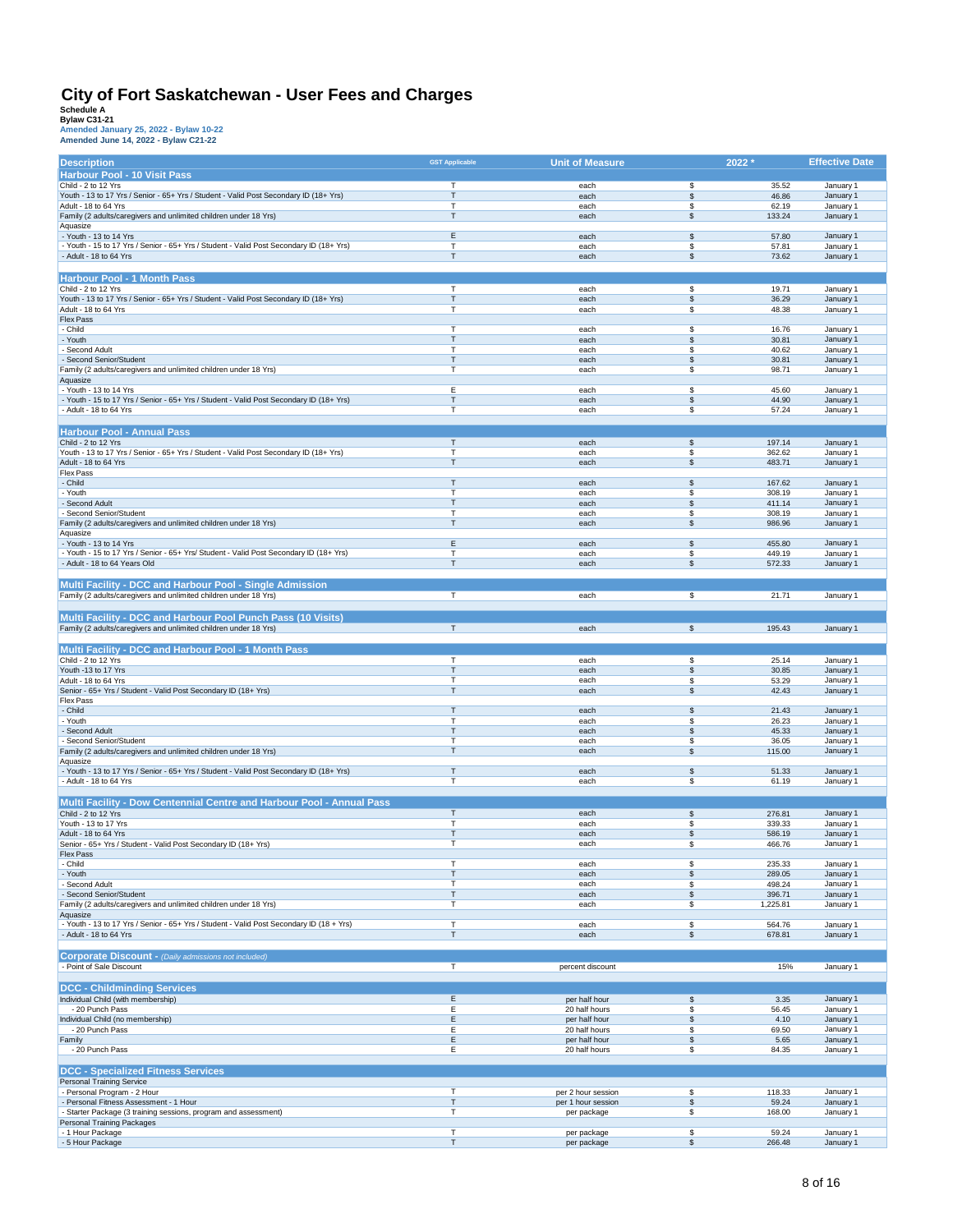# City of Fort Saskatchewan - User Fees and Charges

**Schedule A**
**Bylaw C31-21**
**Amended January 25, 2022 - Bylaw 10-22**
**Amended June 14, 2022 - Bylaw C21-22**

| Description | GST Applicable | Unit of Measure | 2022 * | Effective Date |
|---|---|---|---|---|
| **Harbour Pool - 10 Visit Pass** | | | | |
| Child - 2 to 12 Yrs | T | each | $ 35.52 | January 1 |
| Youth - 13 to 17 Yrs / Senior - 65+ Yrs / Student - Valid Post Secondary ID (18+ Yrs) | T | each | $ 46.86 | January 1 |
| Adult - 18 to 64 Yrs | T | each | $ 62.19 | January 1 |
| Family (2 adults/caregivers and unlimited children under 18 Yrs) | T | each | $ 133.24 | January 1 |
| Aquasize | | | | |
| - Youth - 13 to 14 Yrs | E | each | $ 57.80 | January 1 |
| - Youth - 15 to 17 Yrs / Senior - 65+ Yrs / Student - Valid Post Secondary ID (18+ Yrs) | T | each | $ 57.81 | January 1 |
| - Adult - 18 to 64 Yrs | T | each | $ 73.62 | January 1 |
| **Harbour Pool - 1 Month Pass** | | | | |
| Child - 2 to 12 Yrs | T | each | $ 19.71 | January 1 |
| Youth - 13 to 17 Yrs / Senior - 65+ Yrs / Student - Valid Post Secondary ID (18+ Yrs) | T | each | $ 36.29 | January 1 |
| Adult - 18 to 64 Yrs | T | each | $ 48.38 | January 1 |
| Flex Pass | | | | |
| - Child | T | each | $ 16.76 | January 1 |
| - Youth | T | each | $ 30.81 | January 1 |
| - Second Adult | T | each | $ 40.62 | January 1 |
| - Second Senior/Student | T | each | $ 30.81 | January 1 |
| Family (2 adults/caregivers and unlimited children under 18 Yrs) | T | each | $ 98.71 | January 1 |
| Aquasize | | | | |
| - Youth - 13 to 14 Yrs | E | each | $ 45.60 | January 1 |
| - Youth - 15 to 17 Yrs / Senior - 65+ Yrs / Student - Valid Post Secondary ID (18+ Yrs) | T | each | $ 44.90 | January 1 |
| - Adult - 18 to 64 Yrs | T | each | $ 57.24 | January 1 |
| **Harbour Pool - Annual Pass** | | | | |
| Child - 2 to 12 Yrs | T | each | $ 197.14 | January 1 |
| Youth - 13 to 17 Yrs / Senior - 65+ Yrs / Student - Valid Post Secondary ID (18+ Yrs) | T | each | $ 362.62 | January 1 |
| Adult - 18 to 64 Yrs | T | each | $ 483.71 | January 1 |
| Flex Pass | | | | |
| - Child | T | each | $ 167.62 | January 1 |
| - Youth | T | each | $ 308.19 | January 1 |
| - Second Adult | T | each | $ 411.14 | January 1 |
| - Second Senior/Student | T | each | $ 308.19 | January 1 |
| Family (2 adults/caregivers and unlimited children under 18 Yrs) | T | each | $ 986.96 | January 1 |
| Aquasize | | | | |
| - Youth - 13 to 14 Yrs | E | each | $ 455.80 | January 1 |
| - Youth - 15 to 17 Yrs / Senior - 65+ Yrs/ Student - Valid Post Secondary ID (18+ Yrs) | T | each | $ 449.19 | January 1 |
| - Adult - 18 to 64 Years Old | T | each | $ 572.33 | January 1 |
| **Multi Facility - DCC and Harbour Pool - Single Admission** | | | | |
| Family (2 adults/caregivers and unlimited children under 18 Yrs) | T | each | $ 21.71 | January 1 |
| **Multi Facility - DCC and Harbour Pool Punch Pass (10 Visits)** | | | | |
| Family (2 adults/caregivers and unlimited children under 18 Yrs) | T | each | $ 195.43 | January 1 |
| **Multi Facility - DCC and Harbour Pool - 1 Month Pass** | | | | |
| Child - 2 to 12 Yrs | T | each | $ 25.14 | January 1 |
| Youth -13 to 17 Yrs | T | each | $ 30.85 | January 1 |
| Adult - 18 to 64 Yrs | T | each | $ 53.29 | January 1 |
| Senior - 65+ Yrs / Student - Valid Post Secondary ID (18+ Yrs) | T | each | $ 42.43 | January 1 |
| Flex Pass | | | | |
| - Child | T | each | $ 21.43 | January 1 |
| - Youth | T | each | $ 26.23 | January 1 |
| - Second Adult | T | each | $ 45.33 | January 1 |
| - Second Senior/Student | T | each | $ 36.05 | January 1 |
| Family (2 adults/caregivers and unlimited children under 18 Yrs) | T | each | $ 115.00 | January 1 |
| Aquasize | | | | |
| - Youth - 13 to 17 Yrs / Senior - 65+ Yrs / Student - Valid Post Secondary ID (18+ Yrs) | T | each | $ 51.33 | January 1 |
| - Adult - 18 to 64 Yrs | T | each | $ 61.19 | January 1 |
| **Multi Facility - Dow Centennial Centre and Harbour Pool - Annual Pass** | | | | |
| Child - 2 to 12 Yrs | T | each | $ 276.81 | January 1 |
| Youth - 13 to 17 Yrs | T | each | $ 339.33 | January 1 |
| Adult - 18 to 64 Yrs | T | each | $ 586.19 | January 1 |
| Senior - 65+ Yrs / Student - Valid Post Secondary ID (18+ Yrs) | T | each | $ 466.76 | January 1 |
| Flex Pass | | | | |
| - Child | T | each | $ 235.33 | January 1 |
| - Youth | T | each | $ 289.05 | January 1 |
| - Second Adult | T | each | $ 498.24 | January 1 |
| - Second Senior/Student | T | each | $ 396.71 | January 1 |
| Family (2 adults/caregivers and unlimited children under 18 Yrs) | T | each | $ 1,225.81 | January 1 |
| Aquasize | | | | |
| - Youth - 13 to 17 Yrs / Senior - 65+ Yrs / Student - Valid Post Secondary ID (18 + Yrs) | T | each | $ 564.76 | January 1 |
| - Adult - 18 to 64 Yrs | T | each | $ 678.81 | January 1 |
| **Corporate Discount** - *(Daily admissions not included)* | | | | |
| - Point of Sale Discount | T | percent discount | 15% | January 1 |
| **DCC - Childminding Services** | | | | |
| Individual Child (with membership) | E | per half hour | $ 3.35 | January 1 |
| - 20 Punch Pass | E | 20 half hours | $ 56.45 | January 1 |
| Individual Child (no membership) | E | per half hour | $ 4.10 | January 1 |
| - 20 Punch Pass | E | 20 half hours | $ 69.50 | January 1 |
| Family | E | per half hour | $ 5.65 | January 1 |
| - 20 Punch Pass | E | 20 half hours | $ 84.35 | January 1 |
| **DCC - Specialized Fitness Services** | | | | |
| Personal Training Service | | | | |
| - Personal Program - 2 Hour | T | per 2 hour session | $ 118.33 | January 1 |
| - Personal Fitness Assessment - 1 Hour | T | per 1 hour session | $ 59.24 | January 1 |
| - Starter Package (3 training sessions, program and assessment) | T | per package | $ 168.00 | January 1 |
| Personal Training Packages | | | | |
| - 1 Hour Package | T | per package | $ 59.24 | January 1 |
| - 5 Hour Package | T | per package | $ 266.48 | January 1 |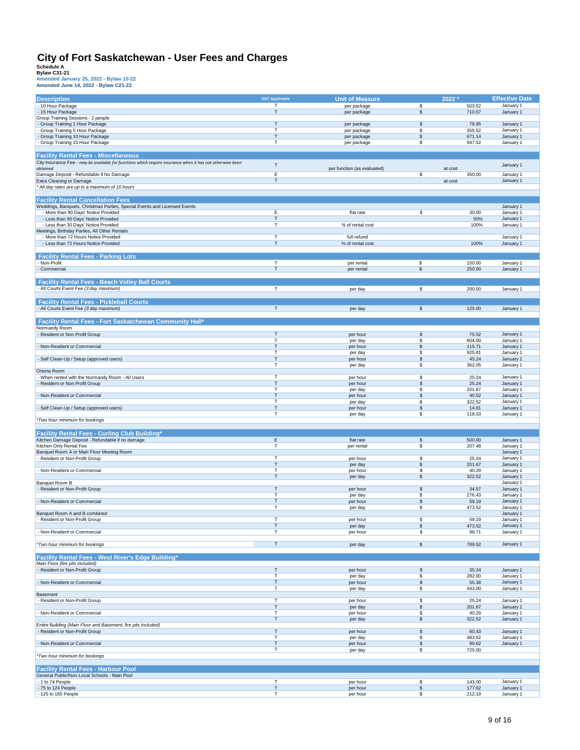# City of Fort Saskatchewan - User Fees and Charges

**Schedule A**
**Bylaw C31-21**
**Amended January 25, 2022 - Bylaw 10-22**
**Amended June 14, 2022 - Bylaw C21-22**

| Description | GST Applicable | Unit of Measure | | 2022 * | Effective Date |
|---|---|---|---|---|---|
| - 10 Hour Package | T | per package | $ | 503.52 | January 1 |
| - 15 Hour Package | T | per package | $ | 710.57 | January 1 |
| Group Training Sessions - 2 people | | | | | |
| - Group Training 1 Hour Package | T | per package | $ | 78.95 | January 1 |
| - Group Training 5 Hour Package | T | per package | $ | 355.52 | January 1 |
| - Group Training 10 Hour Package | T | per package | $ | 671.14 | January 1 |
| - Group Training 15 Hour Package | T | per package | $ | 947.52 | January 1 |
| | | | | | |
| **Facility Rental Fees - Miscellaneous** | | | | | |
| City Insurance Fee - *may be available for functions which require insurance when it has not otherwise been obtained* | T | per function (as evaluated) | | at cost | January 1 |
| Damage Deposit - Refundable if No Damage | E | | $ | 350.00 | January 1 |
| Extra Cleaning or Damage | T | | | at cost | January 1 |
| *\* All day rates are up to a maximum of 10 hours* | | | | | |
| | | | | | |
| **Facility Rental Cancellation Fees** | | | | | |
| Weddings, Banquets, Christmas Parties, Special Events and Licensed Events | | | | | January 1 |
| - More than 90 Days' Notice Provided | E | flat rate | $ | 30.00 | January 1 |
| - Less than 90 Days' Notice Provided | T | | | 50% | January 1 |
| - Less than 30 Days' Notice Provided | T | % of rental cost | | 100% | January 1 |
| Meetings, Birthday Parties, All Other Rentals | | | | | |
| - More than 72 Hours Notice Provided | T | full refund | | | January 1 |
| - Less than 72 Hours Notice Provided | T | % of rental cost | | 100% | January 1 |
| | | | | | |
| **Facility Rental Fees - Parking Lots** | | | | | |
| - Non-Profit | T | per rental | $ | 150.00 | January 1 |
| - Commercial | T | per rental | $ | 250.00 | January 1 |
| | | | | | |
| **Facility Rental Fees - Beach Volley Ball Courts** | | | | | |
| - All Courts Event Fee *(3 day maximum)* | T | per day | $ | 200.00 | January 1 |
| | | | | | |
| **Facility Rental Fees - Pickleball Courts** | | | | | |
| - All Courts Event Fee *(3 day maximum)* | T | per day | $ | 125.00 | January 1 |
| | | | | | |
| **Facility Rental Fees - Fort Saskatchewan Community Hall*** | | | | | |
| Normandy Room | | | | | |
| - Resident or Non Profit Group | T | per hour | $ | 75.52 | January 1 |
| | T | per day | $ | 604.00 | January 1 |
| - Non-Resident or Commercial | T | per hour | $ | 115.71 | January 1 |
| | T | per day | $ | 925.81 | January 1 |
| - Self Clean-Up / Setup (approved users) | T | per hour | $ | 45.24 | January 1 |
| | T | per day | $ | 362.05 | January 1 |
| Ortona Room | | | | | |
| - When rented with the Normandy Room - All Users | T | per hour | $ | 25.24 | January 1 |
| - Resident or Non Profit Group | T | per hour | $ | 25.24 | January 1 |
| | T | per day | $ | 201.67 | January 1 |
| - Non-Resident or Commercial | T | per hour | $ | 40.52 | January 1 |
| | T | per day | $ | 322.52 | January 1 |
| - Self Clean-Up / Setup (approved users) | T | per hour | $ | 14.81 | January 1 |
| | T | per day | $ | 118.33 | January 1 |
| *\*Two hour minimum for bookings* | | | | | |
| | | | | | |
| **Facility Rental Fees - Curling Club Building*** | | | | | |
| Kitchen Damage Deposit - Refundable if no damage | E | flat rate | $ | 500.00 | January 1 |
| Kitchen Only Rental Fee | T | per rental | $ | 207.48 | January 1 |
| Banquet Room A or Main Floor Meeting Room | | | | | January 1 |
| - Resident or Non-Profit Group | T | per hour | $ | 25.24 | January 1 |
| | T | per day | $ | 201.67 | January 1 |
| - Non-Resident or Commercial | T | per hour | $ | 40.29 | January 1 |
| | T | per day | $ | 322.52 | January 1 |
| Banquet Room B | | | | | January 1 |
| - Resident or Non-Profit Group | T | per hour | $ | 34.57 | January 1 |
| | T | per day | $ | 276.43 | January 1 |
| - Non-Resident or Commercial | T | per hour | $ | 59.19 | January 1 |
| | T | per day | $ | 473.52 | January 1 |
| Banquet Room A and B combined | | | | | January 1 |
| - Resident or Non-Profit Group | T | per hour | $ | 59.19 | January 1 |
| | T | per day | $ | 473.52 | January 1 |
| - Non-Resident or Commercial | T | per hour | $ | 98.71 | January 1 |
| *\*Two hour minimum for bookings* | T | per day | $ | 789.52 | January 1 |
| | | | | | |
| **Facility Rental Fees - West River's Edge Building*** | | | | | |
| Main Floor *(fire pits included)* | | | | | |
| - Resident or Non-Profit Group | T | per hour | $ | 35.24 | January 1 |
| | T | per day | $ | 282.00 | January 1 |
| - Non-Resident or Commercial | T | per hour | $ | 55.38 | January 1 |
| | T | per day | $ | 443.00 | January 1 |
| Basement | | | | | |
| - Resident or Non-Profit Group | T | per hour | $ | 25.24 | January 1 |
| | T | per day | $ | 201.67 | January 1 |
| - Non-Resident or Commercial | T | per hour | $ | 40.29 | January 1 |
| | T | per day | $ | 322.52 | January 1 |
| Entire Building *(Main Floor and Basement, fire pits included)* | | | | | |
| - Resident or Non-Profit Group | T | per hour | $ | 60.43 | January 1 |
| | T | per day | $ | 483.52 | January 1 |
| - Non-Resident or Commercial | T | per hour | $ | 90.62 | January 1 |
| | T | per day | $ | 725.00 | |
| *\*Two hour minimum for bookings* | | | | | |
| | | | | | |
| **Facility Rental Fees - Harbour Pool** | | | | | |
| General Public/Non-Local Schools - Main Pool | | | | | |
| - 1 to 74 People | T | per hour | $ | 143.00 | January 1 |
| - 75 to 124 People | T | per hour | $ | 177.62 | January 1 |
| - 125 to 185 People | T | per hour | $ | 212.19 | January 1 |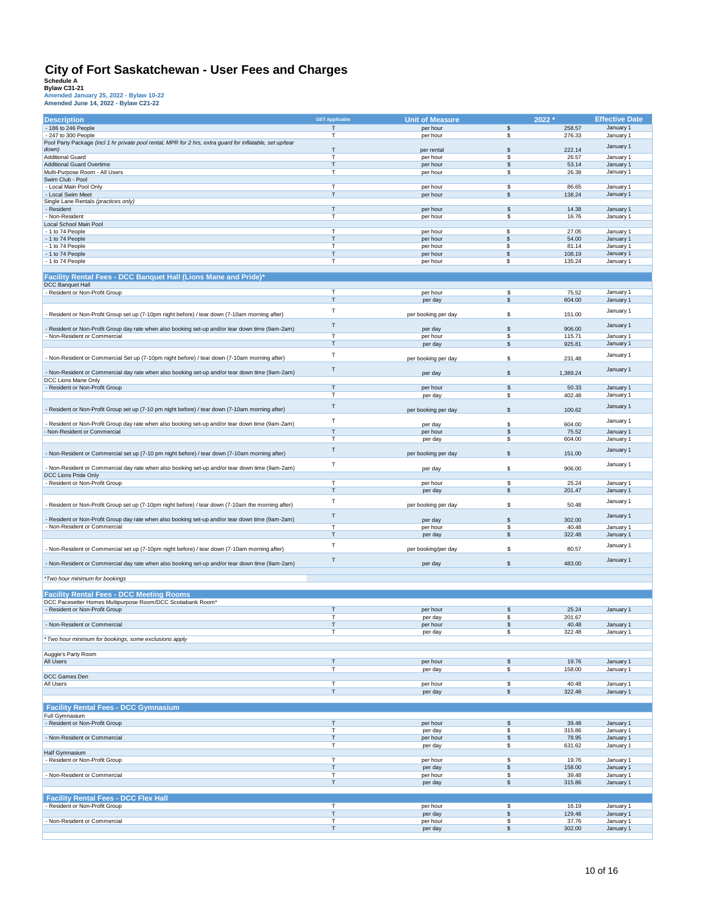# City of Fort Saskatchewan - User Fees and Charges

**Schedule A**
**Bylaw C31-21**
**Amended January 25, 2022 - Bylaw 10-22**
**Amended June 14, 2022 - Bylaw C21-22**

| Description | GST Applicable | Unit of Measure | 2022 * | Effective Date |
|---|---|---|---|---|
| - 186 to 246 People | T | per hour | $ 258.57 | January 1 |
| - 247 to 300 People | T | per hour | $ 276.33 | January 1 |
| Pool Party Package *(incl 1 hr private pool rental, MPR for 2 hrs, extra guard for inflatable, set up/tear down)* | T | per rental | $ 222.14 | January 1 |
| Additional Guard | T | per hour | $ 26.57 | January 1 |
| Additional Guard Overtime | T | per hour | $ 53.14 | January 1 |
| Multi-Purpose Room - All Users | T | per hour | $ 26.38 | January 1 |
| Swim Club - Pool | | | | |
| - Local Main Pool Only | T | per hour | $ 86.65 | January 1 |
| - Local Swim Meet | T | per hour | $ 138.24 | January 1 |
| Single Lane Rentals *(practices only)* | | | | |
| - Resident | T | per hour | $ 14.38 | January 1 |
| - Non-Resident | T | per hour | $ 16.76 | January 1 |
| Local School Main Pool | | | | |
| - 1 to 74 People | T | per hour | $ 27.05 | January 1 |
| - 1 to 74 People | T | per hour | $ 54.00 | January 1 |
| - 1 to 74 People | T | per hour | $ 81.14 | January 1 |
| - 1 to 74 People | T | per hour | $ 108.19 | January 1 |
| - 1 to 74 People | T | per hour | $ 135.24 | January 1 |
| | | | | |
| **Facility Rental Fees - DCC Banquet Hall (Lions Mane and Pride)*** | | | | |
| DCC Banquet Hall | | | | |
| - Resident or Non-Profit Group | T | per hour | $ 75.52 | January 1 |
| | T | per day | $ 604.00 | January 1 |
| - Resident or Non-Profit Group set up (7-10pm night before) / tear down (7-10am morning after) | T | per booking per day | $ 151.00 | January 1 |
| - Resident or Non-Profit Group day rate when also booking set-up and/or tear down time (9am-2am) | T | per day | $ 906.00 | January 1 |
| - Non-Resident or Commercial | T | per hour | $ 115.71 | January 1 |
| | T | per day | $ 925.81 | January 1 |
| - Non-Resident or Commercial Set up (7-10pm night before) / tear down (7-10am morning after) | T | per booking per day | $ 231.48 | January 1 |
| - Non-Resident or Commercial day rate when also booking set-up and/or tear down time (9am-2am) | T | per day | $ 1,389.24 | January 1 |
| DCC Lions Mane Only | | | | |
| - Resident or Non-Profit Group | T | per hour | $ 50.33 | January 1 |
| | T | per day | $ 402.48 | January 1 |
| - Resident or Non-Profit Group set up (7-10 pm night before) / tear down (7-10am morning after) | T | per booking per day | $ 100.62 | January 1 |
| - Resident or Non-Profit Group day rate when also booking set-up and/or tear down time (9am-2am) | T | per day | $ 604.00 | January 1 |
| - Non-Resident or Commercial | T | per hour | $ 75.52 | January 1 |
| | T | per day | $ 604.00 | January 1 |
| - Non-Resident or Commercial set up (7-10 pm night before) / tear down (7-10am morning after) | T | per booking per day | $ 151.00 | January 1 |
| - Non-Resident or Commercial day rate when also booking set-up and/or tear down time (9am-2am) | T | per day | $ 906.00 | January 1 |
| DCC Lions Pride Only | | | | |
| - Resident or Non-Profit Group | T | per hour | $ 25.24 | January 1 |
| | T | per day | $ 201.47 | January 1 |
| - Resident or Non-Profit Group set up (7-10pm night before) / tear down (7-10am the morning after) | T | per booking per day | $ 50.48 | January 1 |
| - Resident or Non-Profit Group day rate when also booking set-up and/or tear down time (9am-2am) | T | per day | $ 302.00 | January 1 |
| - Non-Resident or Commercial | T | per hour | $ 40.48 | January 1 |
| | T | per day | $ 322.48 | January 1 |
| - Non-Resident or Commercial set up (7-10pm night before) / tear down (7-10am morning after) | T | per booking/per day | $ 80.57 | January 1 |
| - Non-Resident or Commercial day rate when also booking set-up and/or tear down time (9am-2am) | T | per day | $ 483.00 | January 1 |
| | | | | |
| *\*Two hour minimum for bookings* | | | | |
| | | | | |
| **Facility Rental Fees - DCC Meeting Rooms** | | | | |
| DCC Pacesetter Homes Multipurpose Room/DCC Scotiabank Room* | | | | |
| - Resident or Non-Profit Group | T | per hour | $ 25.24 | January 1 |
| | T | per day | $ 201.67 | |
| - Non-Resident or Commercial | T | per hour | $ 40.48 | January 1 |
| | T | per day | $ 322.48 | January 1 |
| *\* Two hour minimum for bookings, some exclusions apply* | | | | |
| | | | | |
| Auggie's Party Room | | | | |
| All Users | T | per hour | $ 19.76 | January 1 |
| | T | per day | $ 158.00 | January 1 |
| DCC Games Den | | | | |
| All Users | T | per hour | $ 40.48 | January 1 |
| | T | per day | $ 322.48 | January 1 |
| | | | | |
| **Facility Rental Fees - DCC Gymnasium** | | | | |
| Full Gymnasium | | | | |
| - Resident or Non-Profit Group | T | per hour | $ 39.48 | January 1 |
| | T | per day | $ 315.86 | January 1 |
| - Non-Resident or Commercial | T | per hour | $ 78.95 | January 1 |
| | T | per day | $ 631.62 | January 1 |
| Half Gymnasium | | | | |
| - Resident or Non-Profit Group | T | per hour | $ 19.76 | January 1 |
| | T | per day | $ 158.00 | January 1 |
| - Non-Resident or Commercial | T | per hour | $ 39.48 | January 1 |
| | T | per day | $ 315.86 | January 1 |
| | | | | |
| **Facility Rental Fees - DCC Flex Hall** | | | | |
| - Resident or Non-Profit Group | T | per hour | $ 16.19 | January 1 |
| | T | per day | $ 129.48 | January 1 |
| - Non-Resident or Commercial | T | per hour | $ 37.76 | January 1 |
| | T | per day | $ 302.00 | January 1 |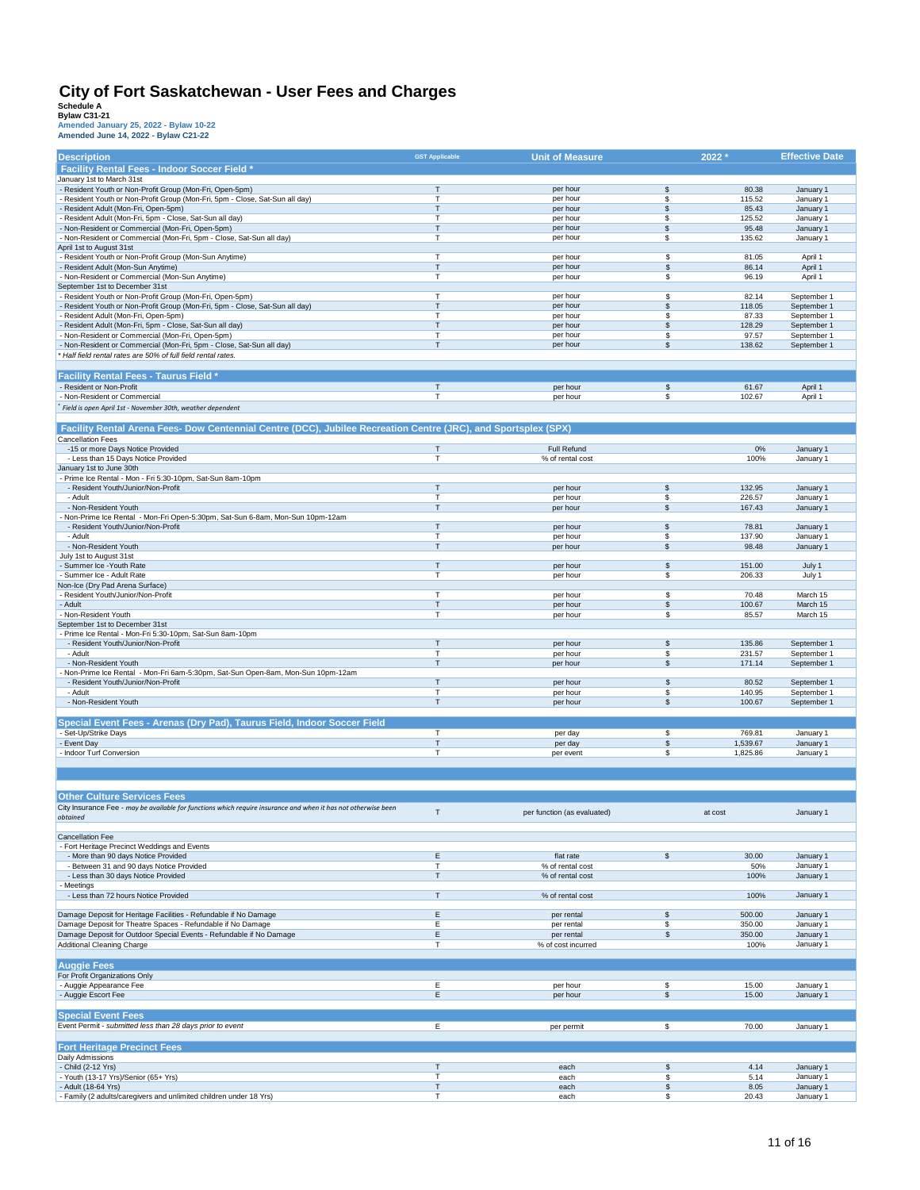# City of Fort Saskatchewan - User Fees and Charges

**Schedule A**
**Bylaw C31-21**
**Amended January 25, 2022 - Bylaw 10-22**
**Amended June 14, 2022 - Bylaw C21-22**

| Description | GST Applicable | Unit of Measure | | 2022 * | Effective Date |
|---|---|---|---|---|---|
| **Facility Rental Fees - Indoor Soccer Field *** | | | | | |
| January 1st to March 31st | | | | | |
| - Resident Youth or Non-Profit Group (Mon-Fri, Open-5pm) | T | per hour | $ | 80.38 | January 1 |
| - Resident Youth or Non-Profit Group (Mon-Fri, 5pm - Close, Sat-Sun all day) | T | per hour | $ | 115.52 | January 1 |
| - Resident Adult (Mon-Fri, Open-5pm) | T | per hour | $ | 85.43 | January 1 |
| - Resident Adult (Mon-Fri, 5pm - Close, Sat-Sun all day) | T | per hour | $ | 125.52 | January 1 |
| - Non-Resident or Commercial (Mon-Fri, Open-5pm) | T | per hour | $ | 95.48 | January 1 |
| - Non-Resident or Commercial (Mon-Fri, 5pm - Close, Sat-Sun all day) | T | per hour | $ | 135.62 | January 1 |
| April 1st to August 31st | | | | | |
| - Resident Youth or Non-Profit Group (Mon-Sun Anytime) | T | per hour | $ | 81.05 | April 1 |
| - Resident Adult (Mon-Sun Anytime) | T | per hour | $ | 86.14 | April 1 |
| - Non-Resident or Commercial (Mon-Sun Anytime) | T | per hour | $ | 96.19 | April 1 |
| September 1st to December 31st | | | | | |
| - Resident Youth or Non-Profit Group (Mon-Fri, Open-5pm) | T | per hour | $ | 82.14 | September 1 |
| - Resident Youth or Non-Profit Group (Mon-Fri, 5pm - Close, Sat-Sun all day) | T | per hour | $ | 118.05 | September 1 |
| - Resident Adult (Mon-Fri, Open-5pm) | T | per hour | $ | 87.33 | September 1 |
| - Resident Adult (Mon-Fri, 5pm - Close, Sat-Sun all day) | T | per hour | $ | 128.29 | September 1 |
| - Non-Resident or Commercial (Mon-Fri, Open-5pm) | T | per hour | $ | 97.57 | September 1 |
| - Non-Resident or Commercial (Mon-Fri, 5pm - Close, Sat-Sun all day) | T | per hour | $ | 138.62 | September 1 |
| *\* Half field rental rates are 50% of full field rental rates.* | | | | | |
| **Facility Rental Fees - Taurus Field *** | | | | | |
| - Resident or Non-Profit | T | per hour | $ | 61.67 | April 1 |
| - Non-Resident or Commercial | T | per hour | $ | 102.67 | April 1 |
| *\* Field is open April 1st - November 30th, weather dependent* | | | | | |
| **Facility Rental Arena Fees- Dow Centennial Centre (DCC), Jubilee Recreation Centre (JRC), and Sportsplex (SPX)** | | | | | |
| Cancellation Fees | | | | | |
| -15 or more Days Notice Provided | T | Full Refund | | 0% | January 1 |
| - Less than 15 Days Notice Provided | T | % of rental cost | | 100% | January 1 |
| January 1st to June 30th | | | | | |
| - Prime Ice Rental - Mon - Fri 5:30-10pm, Sat-Sun 8am-10pm | | | | | |
| - Resident Youth/Junior/Non-Profit | T | per hour | $ | 132.95 | January 1 |
| - Adult | T | per hour | $ | 226.57 | January 1 |
| - Non-Resident Youth | T | per hour | $ | 167.43 | January 1 |
| - Non-Prime Ice Rental - Mon-Fri Open-5:30pm, Sat-Sun 6-8am, Mon-Sun 10pm-12am | | | | | |
| - Resident Youth/Junior/Non-Profit | T | per hour | $ | 78.81 | January 1 |
| - Adult | T | per hour | $ | 137.90 | January 1 |
| - Non-Resident Youth | T | per hour | $ | 98.48 | January 1 |
| July 1st to August 31st | | | | | |
| - Summer Ice -Youth Rate | T | per hour | $ | 151.00 | July 1 |
| - Summer Ice - Adult Rate | T | per hour | $ | 206.33 | July 1 |
| Non-Ice (Dry Pad Arena Surface) | | | | | |
| - Resident Youth/Junior/Non-Profit | T | per hour | $ | 70.48 | March 15 |
| - Adult | T | per hour | $ | 100.67 | March 15 |
| - Non-Resident Youth | T | per hour | $ | 85.57 | March 15 |
| September 1st to December 31st | | | | | |
| - Prime Ice Rental - Mon-Fri 5:30-10pm, Sat-Sun 8am-10pm | | | | | |
| - Resident Youth/Junior/Non-Profit | T | per hour | $ | 135.86 | September 1 |
| - Adult | T | per hour | $ | 231.57 | September 1 |
| - Non-Resident Youth | T | per hour | $ | 171.14 | September 1 |
| - Non-Prime Ice Rental - Mon-Fri 6am-5:30pm, Sat-Sun Open-8am, Mon-Sun 10pm-12am | | | | | |
| - Resident Youth/Junior/Non-Profit | T | per hour | $ | 80.52 | September 1 |
| - Adult | T | per hour | $ | 140.95 | September 1 |
| - Non-Resident Youth | T | per hour | $ | 100.67 | September 1 |
| **Special Event Fees - Arenas (Dry Pad), Taurus Field, Indoor Soccer Field** | | | | | |
| - Set-Up/Strike Days | T | per day | $ | 769.81 | January 1 |
| - Event Day | T | per day | $ | 1,539.67 | January 1 |
| - Indoor Turf Conversion | T | per event | $ | 1,825.86 | January 1 |
| **Other Culture Services Fees** | | | | | |
| City Insurance Fee - *may be available for functions which require insurance and when it has not otherwise been obtained* | T | per function (as evaluated) | | at cost | January 1 |
| Cancellation Fee | | | | | |
| - Fort Heritage Precinct Weddings and Events | | | | | |
| - More than 90 days Notice Provided | E | flat rate | $ | 30.00 | January 1 |
| - Between 31 and 90 days Notice Provided | T | % of rental cost | | 50% | January 1 |
| - Less than 30 days Notice Provided | T | % of rental cost | | 100% | January 1 |
| - Meetings | | | | | |
| - Less than 72 hours Notice Provided | T | % of rental cost | | 100% | January 1 |
| Damage Deposit for Heritage Facilities - Refundable if No Damage | E | per rental | $ | 500.00 | January 1 |
| Damage Deposit for Theatre Spaces - Refundable if No Damage | E | per rental | $ | 350.00 | January 1 |
| Damage Deposit for Outdoor Special Events - Refundable if No Damage | E | per rental | $ | 350.00 | January 1 |
| Additional Cleaning Charge | T | % of cost incurred | | 100% | January 1 |
| **Auggie Fees** | | | | | |
| For Profit Organizations Only | | | | | |
| - Auggie Appearance Fee | E | per hour | $ | 15.00 | January 1 |
| - Auggie Escort Fee | E | per hour | $ | 15.00 | January 1 |
| **Special Event Fees** | | | | | |
| Event Permit - *submitted less than 28 days prior to event* | E | per permit | $ | 70.00 | January 1 |
| **Fort Heritage Precinct Fees** | | | | | |
| Daily Admissions | | | | | |
| - Child (2-12 Yrs) | T | each | $ | 4.14 | January 1 |
| - Youth (13-17 Yrs)/Senior (65+ Yrs) | T | each | $ | 5.14 | January 1 |
| - Adult (18-64 Yrs) | T | each | $ | 8.05 | January 1 |
| - Family (2 adults/caregivers and unlimited children under 18 Yrs) | T | each | $ | 20.43 | January 1 |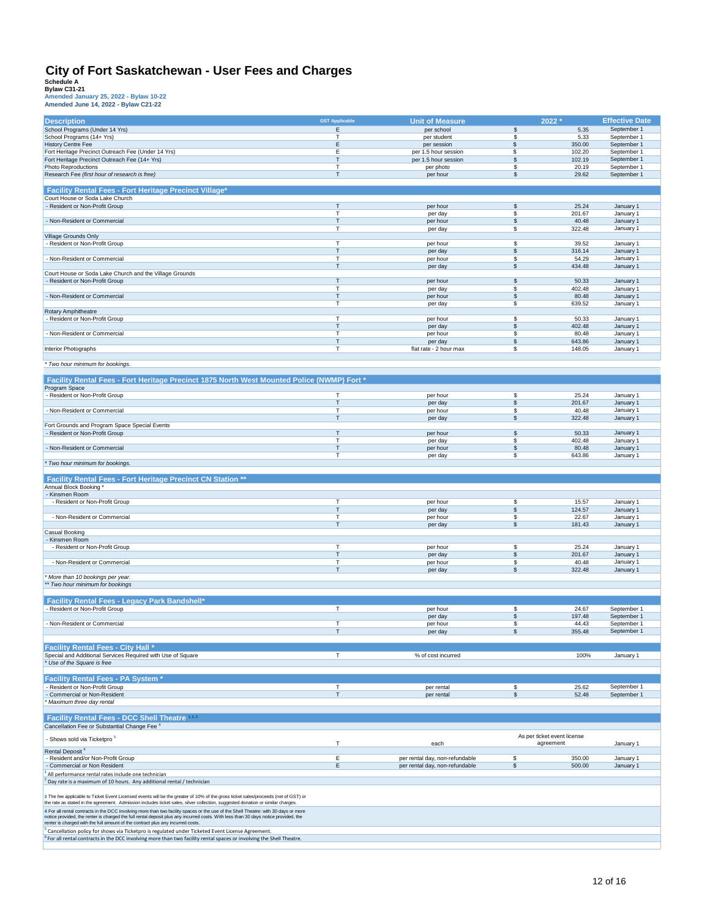# City of Fort Saskatchewan - User Fees and Charges

**Schedule A**
**Bylaw C31-21**
**Amended January 25, 2022 - Bylaw 10-22**
**Amended June 14, 2022 - Bylaw C21-22**

| Description | GST Applicable | Unit of Measure | | 2022 * | Effective Date |
|---|---|---|---|---|---|
| School Programs (Under 14 Yrs) | E | per school | $ | 5.35 | September 1 |
| School Programs (14+ Yrs) | T | per student | $ | 5.33 | September 1 |
| History Centre Fee | E | per session | $ | 350.00 | September 1 |
| Fort Heritage Precinct Outreach Fee (Under 14 Yrs) | E | per 1.5 hour session | $ | 102.20 | September 1 |
| Fort Heritage Precinct Outreach Fee (14+ Yrs) | T | per 1.5 hour session | $ | 102.19 | September 1 |
| Photo Reproductions | T | per photo | $ | 20.19 | September 1 |
| Research Fee *(first hour of research is free)* | T | per hour | $ | 29.62 | September 1 |
| **Facility Rental Fees - Fort Heritage Precinct Village*** | | | | | |
| Court House or Soda Lake Church | | | | | |
| - Resident or Non-Profit Group | T | per hour | $ | 25.24 | January 1 |
| | T | per day | $ | 201.67 | January 1 |
| - Non-Resident or Commercial | T | per hour | $ | 40.48 | January 1 |
| | T | per day | $ | 322.48 | January 1 |
| Village Grounds Only | | | | | |
| - Resident or Non-Profit Group | T | per hour | $ | 39.52 | January 1 |
| | T | per day | $ | 316.14 | January 1 |
| - Non-Resident or Commercial | T | per hour | $ | 54.29 | January 1 |
| | T | per day | $ | 434.48 | January 1 |
| Court House or Soda Lake Church and the Village Grounds | | | | | |
| - Resident or Non-Profit Group | T | per hour | $ | 50.33 | January 1 |
| | T | per day | $ | 402.48 | January 1 |
| - Non-Resident or Commercial | T | per hour | $ | 80.48 | January 1 |
| | T | per day | $ | 639.52 | January 1 |
| Rotary Amphitheatre | | | | | |
| - Resident or Non-Profit Group | T | per hour | $ | 50.33 | January 1 |
| | T | per day | $ | 402.48 | January 1 |
| - Non-Resident or Commercial | T | per hour | $ | 80.48 | January 1 |
| | T | per day | $ | 643.86 | January 1 |
| Interior Photographs | T | flat rate - 2 hour max | $ | 148.05 | January 1 |
| *\* Two hour minimum for bookings.* | | | | | |
| **Facility Rental Fees - Fort Heritage Precinct 1875 North West Mounted Police (NWMP) Fort *** | | | | | |
| Program Space | | | | | |
| - Resident or Non-Profit Group | T | per hour | $ | 25.24 | January 1 |
| | T | per day | $ | 201.67 | January 1 |
| - Non-Resident or Commercial | T | per hour | $ | 40.48 | January 1 |
| | T | per day | $ | 322.48 | January 1 |
| Fort Grounds and Program Space Special Events | | | | | |
| - Resident or Non-Profit Group | T | per hour | $ | 50.33 | January 1 |
| | T | per day | $ | 402.48 | January 1 |
| - Non-Resident or Commercial | T | per hour | $ | 80.48 | January 1 |
| | T | per day | $ | 643.86 | January 1 |
| *\* Two hour minimum for bookings.* | | | | | |
| **Facility Rental Fees - Fort Heritage Precinct CN Station **** | | | | | |
| Annual Block Booking * | | | | | |
| - Kinsmen Room | | | | | |
| - Resident or Non-Profit Group | T | per hour | $ | 15.57 | January 1 |
| | T | per day | $ | 124.57 | January 1 |
| - Non-Resident or Commercial | T | per hour | $ | 22.67 | January 1 |
| | T | per day | $ | 181.43 | January 1 |
| Casual Booking | | | | | |
| - Kinsmen Room | | | | | |
| - Resident or Non-Profit Group | T | per hour | $ | 25.24 | January 1 |
| | T | per day | $ | 201.67 | January 1 |
| - Non-Resident or Commercial | T | per hour | $ | 40.48 | January 1 |
| | T | per day | $ | 322.48 | January 1 |
| *\* More than 10 bookings per year.* | | | | | |
| *\*\* Two hour minimum for bookings* | | | | | |
| **Facility Rental Fees - Legacy Park Bandshell*** | | | | | |
| - Resident or Non-Profit Group | T | per hour | $ | 24.67 | September 1 |
| | | per day | $ | 197.48 | September 1 |
| - Non-Resident or Commercial | T | per hour | $ | 44.43 | September 1 |
| | T | per day | $ | 355.48 | September 1 |
| **Facility Rental Fees - City Hall *** | | | | | |
| Special and Additional Services Required with Use of Square | T | % of cost incurred | | 100% | January 1 |
| *\* Use of the Square is free* | | | | | |
| **Facility Rental Fees - PA System *** | | | | | |
| - Resident or Non-Profit Group | T | per rental | $ | 25.62 | September 1 |
| - Commercial or Non-Resident | T | per rental | $ | 52.48 | September 1 |
| *\* Maximum three day rental* | | | | | |
| **Facility Rental Fees - DCC Shell Theatre [1,2,3]** | | | | | |
| Cancellation Fee or Substantial Change Fee [4] | | | | | |
| - Shows sold via Ticketpro [5] | T | each | | As per ticket event license agreement | January 1 |
| Rental Deposit [6] | | | | | |
| - Resident and/or Non-Profit Group | E | per rental day, non-refundable | $ | 350.00 | January 1 |
| - Commercial or Non Resident | E | per rental day, non-refundable | $ | 500.00 | January 1 |

[1] All performance rental rates include one technician

[2] Day rate is a maximum of 10 hours. Any additional rental / technician

3 The fee applicable to Ticket Event Licensed events will be the greater of 10% of the gross ticket sales/proceeds (net of GST) or the rate as stated in the agreement. Admission includes ticket sales, silver collection, suggested donation or similar charges.

4 For all rental contracts in the DCC involving more than two facility spaces or the use of the Shell Theatre: with 30 days or more notice provided, the renter is charged the full rental deposit plus any incurred costs. With less than 30 days notice provided, the renter is charged with the full amount of the contract plus any incurred costs.

[5] Cancellation policy for shows via Ticketpro is regulated under Ticketed Event License Agreement.

[6] For all rental contracts in the DCC involving more than two facility rental spaces or involving the Shell Theatre.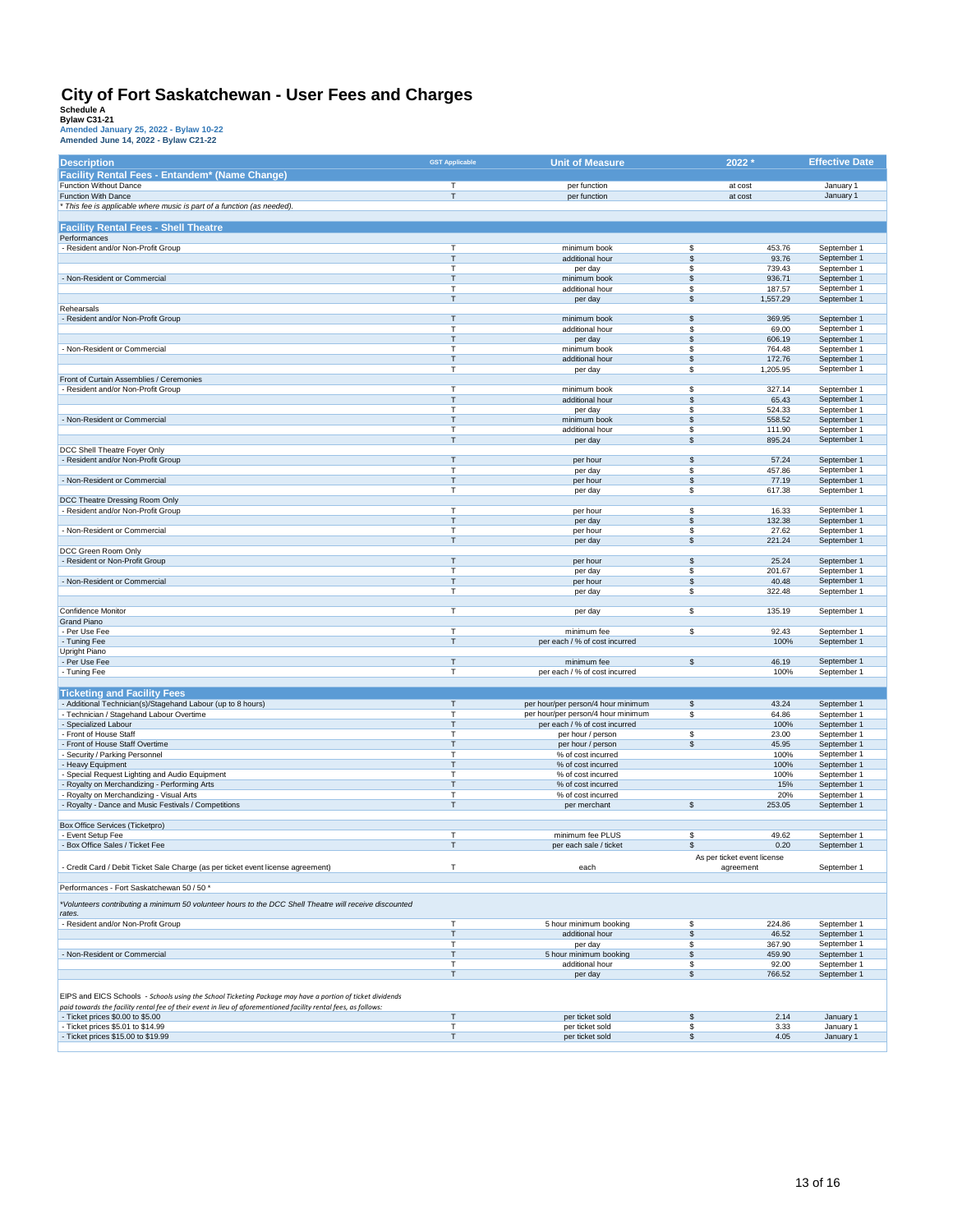# City of Fort Saskatchewan - User Fees and Charges

**Schedule A**
**Bylaw C31-21**
**Amended January 25, 2022 - Bylaw 10-22**
**Amended June 14, 2022 - Bylaw C21-22**

| Description | GST Applicable | Unit of Measure | 2022 * | | Effective Date |
|---|---|---|---|---|---|
| **Facility Rental Fees - Entandem* (Name Change)** | | | | | |
| Function Without Dance | T | per function | | at cost | January 1 |
| Function With Dance | T | per function | | at cost | January 1 |
| *\* This fee is applicable where music is part of a function (as needed).* | | | | | |
| | | | | | |
| **Facility Rental Fees - Shell Theatre** | | | | | |
| Performances | | | | | |
| - Resident and/or Non-Profit Group | T | minimum book | $ | 453.76 | September 1 |
| | T | additional hour | $ | 93.76 | September 1 |
| | T | per day | $ | 739.43 | September 1 |
| - Non-Resident or Commercial | T | minimum book | $ | 936.71 | September 1 |
| | T | additional hour | $ | 187.57 | September 1 |
| | T | per day | $ | 1,557.29 | September 1 |
| Rehearsals | | | | | |
| - Resident and/or Non-Profit Group | T | minimum book | $ | 369.95 | September 1 |
| | T | additional hour | $ | 69.00 | September 1 |
| | T | per day | $ | 606.19 | September 1 |
| - Non-Resident or Commercial | T | minimum book | $ | 764.48 | September 1 |
| | T | additional hour | $ | 172.76 | September 1 |
| | T | per day | $ | 1,205.95 | September 1 |
| Front of Curtain Assemblies / Ceremonies | | | | | |
| - Resident and/or Non-Profit Group | T | minimum book | $ | 327.14 | September 1 |
| | T | additional hour | $ | 65.43 | September 1 |
| | T | per day | $ | 524.33 | September 1 |
| - Non-Resident or Commercial | T | minimum book | $ | 558.52 | September 1 |
| | T | additional hour | $ | 111.90 | September 1 |
| | T | per day | $ | 895.24 | September 1 |
| DCC Shell Theatre Foyer Only | | | | | |
| - Resident and/or Non-Profit Group | T | per hour | $ | 57.24 | September 1 |
| | T | per day | $ | 457.86 | September 1 |
| - Non-Resident or Commercial | T | per hour | $ | 77.19 | September 1 |
| | T | per day | $ | 617.38 | September 1 |
| DCC Theatre Dressing Room Only | | | | | |
| - Resident and/or Non-Profit Group | T | per hour | $ | 16.33 | September 1 |
| | T | per day | $ | 132.38 | September 1 |
| - Non-Resident or Commercial | T | per hour | $ | 27.62 | September 1 |
| | T | per day | $ | 221.24 | September 1 |
| DCC Green Room Only | | | | | |
| - Resident or Non-Profit Group | T | per hour | $ | 25.24 | September 1 |
| | T | per day | $ | 201.67 | September 1 |
| - Non-Resident or Commercial | T | per hour | $ | 40.48 | September 1 |
| | T | per day | $ | 322.48 | September 1 |
| | | | | | |
| Confidence Monitor | T | per day | $ | 135.19 | September 1 |
| Grand Piano | | | | | |
| - Per Use Fee | T | minimum fee | $ | 92.43 | September 1 |
| - Tuning Fee | T | per each / % of cost incurred | | 100% | September 1 |
| Upright Piano | | | | | |
| - Per Use Fee | T | minimum fee | $ | 46.19 | September 1 |
| - Tuning Fee | T | per each / % of cost incurred | | 100% | September 1 |
| | | | | | |
| **Ticketing and Facility Fees** | | | | | |
| - Additional Technician(s)/Stagehand Labour (up to 8 hours) | T | per hour/per person/4 hour minimum | $ | 43.24 | September 1 |
| - Technician / Stagehand Labour Overtime | T | per hour/per person/4 hour minimum | $ | 64.86 | September 1 |
| - Specialized Labour | T | per each / % of cost incurred | | 100% | September 1 |
| - Front of House Staff | T | per hour / person | $ | 23.00 | September 1 |
| - Front of House Staff Overtime | T | per hour / person | $ | 45.95 | September 1 |
| - Security / Parking Personnel | T | % of cost incurred | | 100% | September 1 |
| - Heavy Equipment | T | % of cost incurred | | 100% | September 1 |
| - Special Request Lighting and Audio Equipment | T | % of cost incurred | | 100% | September 1 |
| - Royalty on Merchandizing - Performing Arts | T | % of cost incurred | | 15% | September 1 |
| - Royalty on Merchandizing - Visual Arts | T | % of cost incurred | | 20% | September 1 |
| - Royalty - Dance and Music Festivals / Competitions | T | per merchant | $ | 253.05 | September 1 |
| | | | | | |
| Box Office Services (Ticketpro) | | | | | |
| - Event Setup Fee | T | minimum fee PLUS | $ | 49.62 | September 1 |
| - Box Office Sales / Ticket Fee | T | per each sale / ticket | $ | 0.20 | September 1 |
| - Credit Card / Debit Ticket Sale Charge (as per ticket event license agreement) | T | each | As per ticket event license agreement | | September 1 |
| | | | | | |
| Performances - Fort Saskatchewan 50 / 50 * | | | | | |
| *\*Volunteers contributing a minimum 50 volunteer hours to the DCC Shell Theatre will receive discounted rates.* | | | | | |
| - Resident and/or Non-Profit Group | T | 5 hour minimum booking | $ | 224.86 | September 1 |
| | T | additional hour | $ | 46.52 | September 1 |
| | T | per day | $ | 367.90 | September 1 |
| - Non-Resident or Commercial | T | 5 hour minimum booking | $ | 459.90 | September 1 |
| | T | additional hour | $ | 92.00 | September 1 |
| | T | per day | $ | 766.52 | September 1 |
| | | | | | |
| EIPS and EICS Schools *- Schools using the School Ticketing Package may have a portion of ticket dividends paid towards the facility rental fee of their event in lieu of aforementioned facility rental fees, as follows:* | | | | | |
| - Ticket prices $0.00 to $5.00 | T | per ticket sold | $ | 2.14 | January 1 |
| - Ticket prices $5.01 to $14.99 | T | per ticket sold | $ | 3.33 | January 1 |
| - Ticket prices $15.00 to $19.99 | T | per ticket sold | $ | 4.05 | January 1 |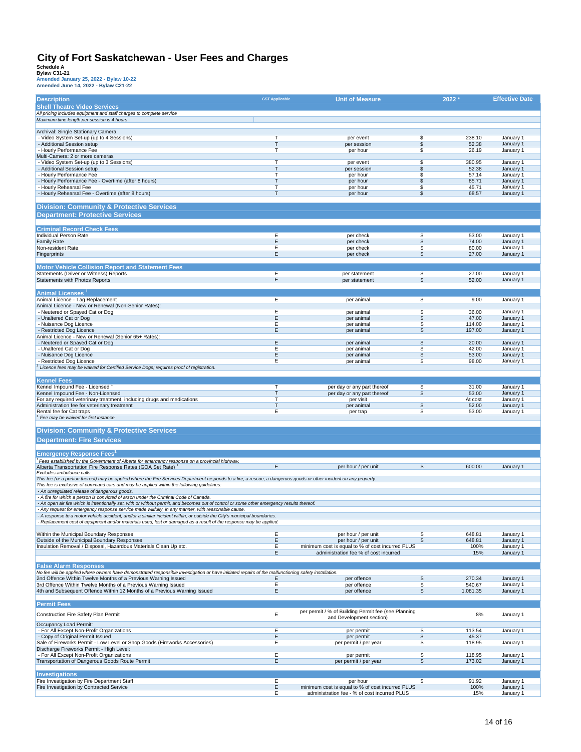# City of Fort Saskatchewan - User Fees and Charges

**Schedule A**
**Bylaw C31-21**
**Amended January 25, 2022 - Bylaw 10-22**
**Amended June 14, 2022 - Bylaw C21-22**

| Description | GST Applicable | Unit of Measure | | 2022 * | Effective Date |
|---|---|---|---|---|---|
| **Shell Theatre Video Services** | | | | | |
| *All pricing includes equipment and staff charges to complete service* | | | | | |
| *Maximum time length per session is 4 hours* | | | | | |
| | | | | | |
| Archival: Single Stationary Camera | | | | | |
| - Video System Set-up (up to 4 Sessions) | T | per event | $ | 238.10 | January 1 |
| - Additional Session setup | T | per session | $ | 52.38 | January 1 |
| - Hourly Performance Fee | T | per hour | $ | 26.19 | January 1 |
| Multi-Camera: 2 or more cameras | | | | | |
| - Video System Set-up (up to 3 Sessions) | T | per event | $ | 380.95 | January 1 |
| - Additional Session setup | T | per session | $ | 52.38 | January 1 |
| - Hourly Performance Fee | T | per hour | $ | 57.14 | January 1 |
| - Hourly Performance Fee - Overtime (after 8 hours) | T | per hour | $ | 85.71 | January 1 |
| - Hourly Rehearsal Fee | T | per hour | $ | 45.71 | January 1 |
| - Hourly Rehearsal Fee - Overtime (after 8 hours) | T | per hour | $ | 68.57 | January 1 |
| | | | | | |
| **Division: Community & Protective Services** | | | | | |
| **Department: Protective Services** | | | | | |
| | | | | | |
| **Criminal Record Check Fees** | | | | | |
| Individual Person Rate | E | per check | $ | 53.00 | January 1 |
| Family Rate | E | per check | $ | 74.00 | January 1 |
| Non-resident Rate | E | per check | $ | 80.00 | January 1 |
| Fingerprints | E | per check | $ | 27.00 | January 1 |
| | | | | | |
| **Motor Vehicle Collision Report and Statement Fees** | | | | | |
| Statements (Driver or Witness) Reports | E | per statement | $ | 27.00 | January 1 |
| Statements with Photos Reports | E | per statement | $ | 52.00 | January 1 |
| | | | | | |
| **Animal Licenses [1]** | | | | | |
| Animal Licence - Tag Replacement | E | per animal | $ | 9.00 | January 1 |
| Animal Licence - New or Renewal (Non-Senior Rates): | | | | | |
| - Neutered or Spayed Cat or Dog | E | per animal | $ | 36.00 | January 1 |
| - Unaltered Cat or Dog | E | per animal | $ | 47.00 | January 1 |
| - Nuisance Dog Licence | E | per animal | $ | 114.00 | January 1 |
| - Restricted Dog Licence | E | per animal | $ | 197.00 | January 1 |
| Animal Licence - New or Renewal (Senior 65+ Rates): | | | | | |
| - Neutered or Spayed Cat or Dog | E | per animal | $ | 20.00 | January 1 |
| - Unaltered Cat or Dog | E | per animal | $ | 42.00 | January 1 |
| - Nuisance Dog Licence | E | per animal | $ | 53.00 | January 1 |
| - Restricted Dog Licence | E | per animal | $ | 98.00 | January 1 |
| [1] *Licence fees may be waived for Certified Service Dogs; requires proof of registration.* | | | | | |
| | | | | | |
| **Kennel Fees** | | | | | |
| Kennel Impound Fee - Licensed [1] | T | per day or any part thereof | $ | 31.00 | January 1 |
| Kennel Impound Fee - Non-Licensed | T | per day or any part thereof | $ | 53.00 | January 1 |
| For any required veterinary treatment, including drugs and medications | T | per visit | | At cost | January 1 |
| Administration fee for veterinary treatment | T | per animal | $ | 52.00 | January 1 |
| Rental fee for Cat traps | E | per trap | $ | 53.00 | January 1 |
| [1] *Fee may be waived for first instance* | | | | | |
| | | | | | |
| **Division: Community & Protective Services** | | | | | |
| **Department: Fire Services** | | | | | |
| | | | | | |
| **Emergency Response Fees[1]** | | | | | |
| [1] *Fees established by the Government of Alberta for emergency response on a provincial highway.* | | | | | |
| Alberta Transportation Fire Response Rates (GOA Set Rate) [1] | E | per hour / per unit | $ | 600.00 | January 1 |
| *Excludes ambulance calls.* | | | | | |
| *This fee (or a portion thereof) may be applied where the Fire Services Department responds to a fire, a rescue, a dangerous goods or other incident on any property.* | | | | | |
| *This fee is exclusive of command cars and may be applied within the following guidelines:* | | | | | |
| *- An unregulated release of dangerous goods.* | | | | | |
| *- A fire for which a person is convicted of arson under the Criminal Code of Canada.* | | | | | |
| *- An open air fire which is intentionally set, with or without permit, and becomes out of control or some other emergency results thereof.* | | | | | |
| *- Any request for emergency response service made willfully, in any manner, with reasonable cause.* | | | | | |
| *- A response to a motor vehicle accident, and/or a similar incident within, or outside the City's municipal boundaries.* | | | | | |
| *- Replacement cost of equipment and/or materials used, lost or damaged as a result of the response may be applied.* | | | | | |
| | | | | | |
| Within the Municipal Boundary Responses | E | per hour / per unit | $ | 648.81 | January 1 |
| Outside of the Municipal Boundary Responses | E | per hour / per unit | $ | 648.81 | January 1 |
| Insulation Removal / Disposal, Hazardous Materials Clean Up etc. | E | minimum cost is equal to % of cost incurred PLUS | | 100% | January 1 |
| | E | administration fee % of cost incurred | | 15% | January 1 |
| | | | | | |
| **False Alarm Responses** | | | | | |
| *No fee will be applied where owners have demonstrated responsible investigation or have initiated repairs of the malfunctioning safety installation.* | | | | | |
| 2nd Offence Within Twelve Months of a Previous Warning Issued | E | per offence | $ | 270.34 | January 1 |
| 3rd Offence Within Twelve Months of a Previous Warning Issued | E | per offence | $ | 540.67 | January 1 |
| 4th and Subsequent Offence Within 12 Months of a Previous Warning Issued | E | per offence | $ | 1,081.35 | January 1 |
| | | | | | |
| **Permit Fees** | | | | | |
| Construction Fire Safety Plan Permit | E | per permit / % of Building Permit fee (see Planning and Development section) | | 8% | January 1 |
| Occupancy Load Permit: | | | | | |
| - For All Except Non-Profit Organizations | E | per permit | $ | 113.54 | January 1 |
| - Copy of Original Permit Issued | E | per permit | $ | 45.37 | |
| Sale of Fireworks Permit - Low Level or Shop Goods (Fireworks Accessories) | E | per permit / per year | $ | 118.95 | January 1 |
| Discharge Fireworks Permit - High Level: | | | | | |
| - For All Except Non-Profit Organizations | E | per permit | $ | 118.95 | January 1 |
| Transportation of Dangerous Goods Route Permit | E | per permit / per year | $ | 173.02 | January 1 |
| | | | | | |
| **Investigations** | | | | | |
| Fire Investigation by Fire Department Staff | E | per hour | $ | 91.92 | January 1 |
| Fire Investigation by Contracted Service | E | minimum cost is equal to % of cost incurred PLUS | | 100% | January 1 |
| | E | administration fee - % of cost incurred PLUS | | 15% | January 1 |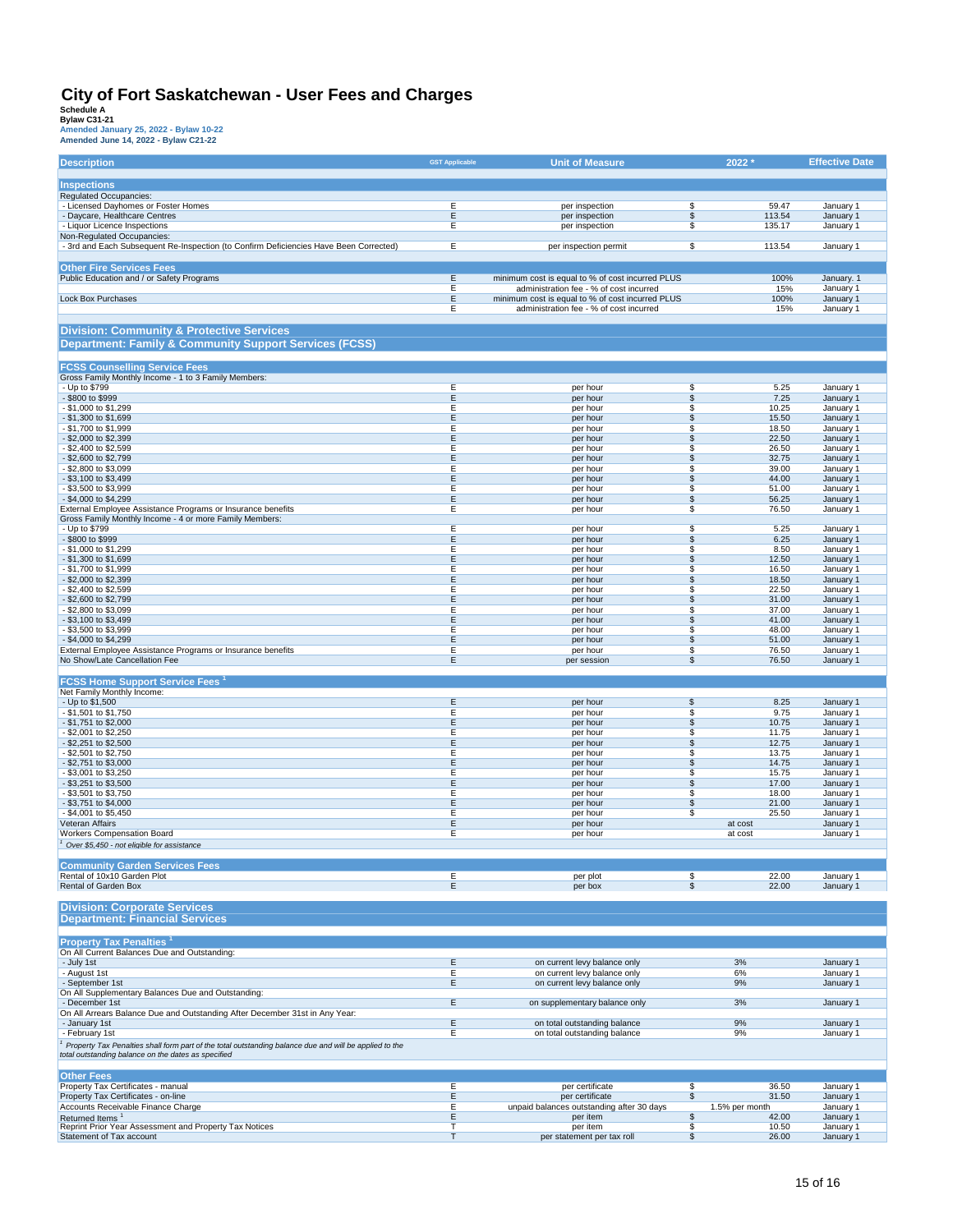# City of Fort Saskatchewan - User Fees and Charges

**Schedule A**
**Bylaw C31-21**
**Amended January 25, 2022 - Bylaw 10-22**
**Amended June 14, 2022 - Bylaw C21-22**

| Description | GST Applicable | Unit of Measure | 2022 * | Effective Date |
|---|---|---|---|---|
| **Inspections** | | | | |
| Regulated Occupancies: | | | | |
| - Licensed Dayhomes or Foster Homes | E | per inspection | $ 59.47 | January 1 |
| - Daycare, Healthcare Centres | E | per inspection | $ 113.54 | January 1 |
| - Liquor Licence Inspections | E | per inspection | $ 135.17 | January 1 |
| Non-Regulated Occupancies: | | | | |
| - 3rd and Each Subsequent Re-Inspection (to Confirm Deficiencies Have Been Corrected) | E | per inspection permit | $ 113.54 | January 1 |
| **Other Fire Services Fees** | | | | |
| Public Education and / or Safety Programs | E | minimum cost is equal to % of cost incurred PLUS | 100% | January. 1 |
| | E | administration fee - % of cost incurred | 15% | January 1 |
| Lock Box Purchases | E | minimum cost is equal to % of cost incurred PLUS | 100% | January 1 |
| | E | administration fee - % of cost incurred | 15% | January 1 |
| **Division: Community & Protective Services** | | | | |
| **Department: Family & Community Support Services (FCSS)** | | | | |
| **FCSS Counselling Service Fees** | | | | |
| Gross Family Monthly Income - 1 to 3 Family Members: | | | | |
| - Up to $799 | E | per hour | $ 5.25 | January 1 |
| - $800 to $999 | E | per hour | $ 7.25 | January 1 |
| - $1,000 to $1,299 | E | per hour | $ 10.25 | January 1 |
| - $1,300 to $1,699 | E | per hour | $ 15.50 | January 1 |
| - $1,700 to $1,999 | E | per hour | $ 18.50 | January 1 |
| - $2,000 to $2,399 | E | per hour | $ 22.50 | January 1 |
| - $2,400 to $2,599 | E | per hour | $ 26.50 | January 1 |
| - $2,600 to $2,799 | E | per hour | $ 32.75 | January 1 |
| - $2,800 to $3,099 | E | per hour | $ 39.00 | January 1 |
| - $3,100 to $3,499 | E | per hour | $ 44.00 | January 1 |
| - $3,500 to $3,999 | E | per hour | $ 51.00 | January 1 |
| - $4,000 to $4,299 | E | per hour | $ 56.25 | January 1 |
| External Employee Assistance Programs or Insurance benefits | E | per hour | $ 76.50 | January 1 |
| Gross Family Monthly Income - 4 or more Family Members: | | | | |
| - Up to $799 | E | per hour | $ 5.25 | January 1 |
| - $800 to $999 | E | per hour | $ 6.25 | January 1 |
| - $1,000 to $1,299 | E | per hour | $ 8.50 | January 1 |
| - $1,300 to $1,699 | E | per hour | $ 12.50 | January 1 |
| - $1,700 to $1,999 | E | per hour | $ 16.50 | January 1 |
| - $2,000 to $2,399 | E | per hour | $ 18.50 | January 1 |
| - $2,400 to $2,599 | E | per hour | $ 22.50 | January 1 |
| - $2,600 to $2,799 | E | per hour | $ 31.00 | January 1 |
| - $2,800 to $3,099 | E | per hour | $ 37.00 | January 1 |
| - $3,100 to $3,499 | E | per hour | $ 41.00 | January 1 |
| - $3,500 to $3,999 | E | per hour | $ 48.00 | January 1 |
| - $4,000 to $4,299 | E | per hour | $ 51.00 | January 1 |
| External Employee Assistance Programs or Insurance benefits | E | per hour | $ 76.50 | January 1 |
| No Show/Late Cancellation Fee | E | per session | $ 76.50 | January 1 |
| **FCSS Home Support Service Fees** [1] | | | | |
| Net Family Monthly Income: | | | | |
| - Up to $1,500 | E | per hour | $ 8.25 | January 1 |
| - $1,501 to $1,750 | E | per hour | $ 9.75 | January 1 |
| - $1,751 to $2,000 | E | per hour | $ 10.75 | January 1 |
| - $2,001 to $2,250 | E | per hour | $ 11.75 | January 1 |
| - $2,251 to $2,500 | E | per hour | $ 12.75 | January 1 |
| - $2,501 to $2,750 | E | per hour | $ 13.75 | January 1 |
| - $2,751 to $3,000 | E | per hour | $ 14.75 | January 1 |
| - $3,001 to $3,250 | E | per hour | $ 15.75 | January 1 |
| - $3,251 to $3,500 | E | per hour | $ 17.00 | January 1 |
| - $3,501 to $3,750 | E | per hour | $ 18.00 | January 1 |
| - $3,751 to $4,000 | E | per hour | $ 21.00 | January 1 |
| - $4,001 to $5,450 | E | per hour | $ 25.50 | January 1 |
| Veteran Affairs | E | per hour | at cost | January 1 |
| Workers Compensation Board | E | per hour | at cost | January 1 |
| [1] *Over $5,450 - not eligible for assistance* | | | | |
| **Community Garden Services Fees** | | | | |
| Rental of 10x10 Garden Plot | E | per plot | $ 22.00 | January 1 |
| Rental of Garden Box | E | per box | $ 22.00 | January 1 |
| **Division: Corporate Services** | | | | |
| **Department: Financial Services** | | | | |
| **Property Tax Penalties** [1] | | | | |
| On All Current Balances Due and Outstanding: | | | | |
| - July 1st | E | on current levy balance only | 3% | January 1 |
| - August 1st | E | on current levy balance only | 6% | January 1 |
| - September 1st | E | on current levy balance only | 9% | January 1 |
| On All Supplementary Balances Due and Outstanding: | | | | |
| - December 1st | E | on supplementary balance only | 3% | January 1 |
| On All Arrears Balance Due and Outstanding After December 31st in Any Year: | | | | |
| - January 1st | E | on total outstanding balance | 9% | January 1 |
| - February 1st | E | on total outstanding balance | 9% | January 1 |
| [1] *Property Tax Penalties shall form part of the total outstanding balance due and will be applied to the total outstanding balance on the dates as specified* | | | | |
| **Other Fees** | | | | |
| Property Tax Certificates - manual | E | per certificate | $ 36.50 | January 1 |
| Property Tax Certificates - on-line | E | per certificate | $ 31.50 | January 1 |
| Accounts Receivable Finance Charge | E | unpaid balances outstanding after 30 days | 1.5% per month | January 1 |
| Returned Items [1] | E | per item | $ 42.00 | January 1 |
| Reprint Prior Year Assessment and Property Tax Notices | T | per item | $ 10.50 | January 1 |
| Statement of Tax account | T | per statement per tax roll | $ 26.00 | January 1 |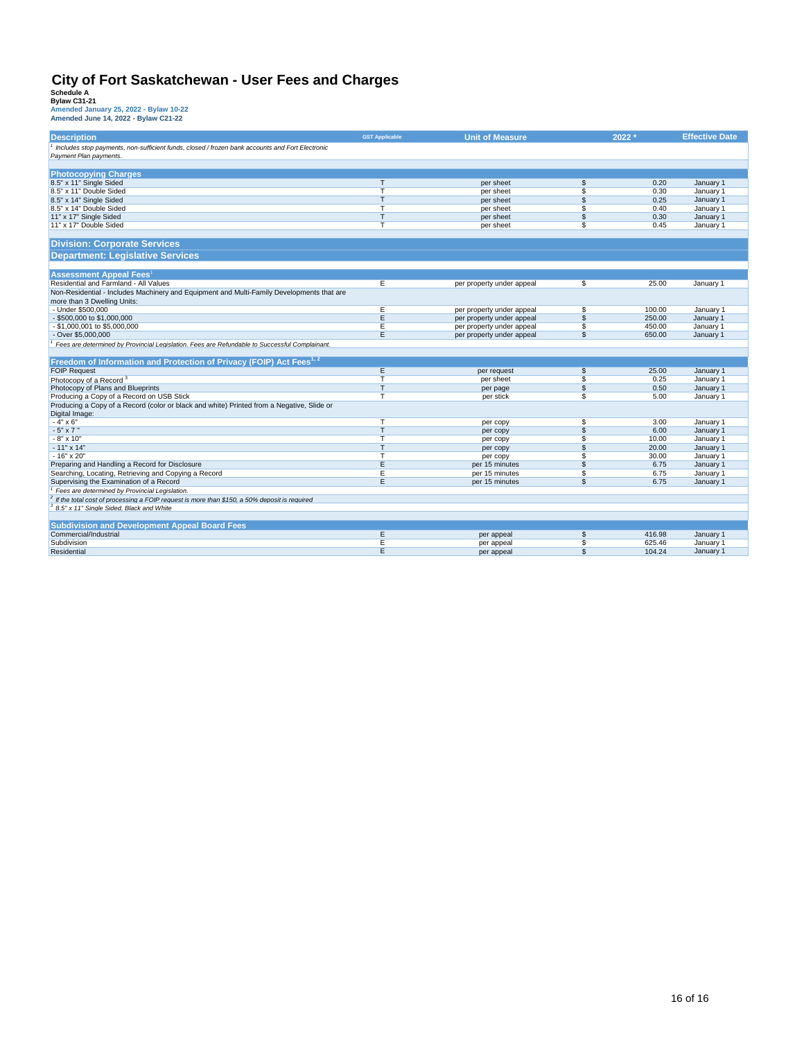# City of Fort Saskatchewan - User Fees and Charges

**Schedule A**
**Bylaw C31-21**
**Amended January 25, 2022 - Bylaw 10-22**
**Amended June 14, 2022 - Bylaw C21-22**

| Description | GST Applicable | Unit of Measure | | 2022 * | Effective Date |
|---|---|---|---|---|---|
| *[1] Includes stop payments, non-sufficient funds, closed / frozen bank accounts and Fort Electronic Payment Plan payments.* | | | | | |
| **Photocopying Charges** | | | | | |
| 8.5" x 11" Single Sided | T | per sheet | $ | 0.20 | January 1 |
| 8.5" x 11" Double Sided | T | per sheet | $ | 0.30 | January 1 |
| 8.5" x 14" Single Sided | T | per sheet | $ | 0.25 | January 1 |
| 8.5" x 14" Double Sided | T | per sheet | $ | 0.40 | January 1 |
| 11" x 17" Single Sided | T | per sheet | $ | 0.30 | January 1 |
| 11" x 17" Double Sided | T | per sheet | $ | 0.45 | January 1 |
| **Division: Corporate Services** | | | | | |
| **Department: Legislative Services** | | | | | |
| **Assessment Appeal Fees[1]** | | | | | |
| Residential and Farmland - All Values | E | per property under appeal | $ | 25.00 | January 1 |
| Non-Residential - Includes Machinery and Equipment and Multi-Family Developments that are more than 3 Dwelling Units: | | | | | |
| - Under $500,000 | E | per property under appeal | $ | 100.00 | January 1 |
| - $500,000 to $1,000,000 | E | per property under appeal | $ | 250.00 | January 1 |
| - $1,000,001 to $5,000,000 | E | per property under appeal | $ | 450.00 | January 1 |
| - Over $5,000,000 | E | per property under appeal | $ | 650.00 | January 1 |
| *[1] Fees are determined by Provincial Legislation. Fees are Refundable to Successful Complainant.* | | | | | |
| **Freedom of Information and Protection of Privacy (FOIP) Act Fees[1, 2]** | | | | | |
| FOIP Request | E | per request | $ | 25.00 | January 1 |
| Photocopy of a Record [3] | T | per sheet | $ | 0.25 | January 1 |
| Photocopy of Plans and Blueprints | T | per page | $ | 0.50 | January 1 |
| Producing a Copy of a Record on USB Stick | T | per stick | $ | 5.00 | January 1 |
| Producing a Copy of a Record (color or black and white) Printed from a Negative, Slide or Digital Image: | | | | | |
| - 4" x 6" | T | per copy | $ | 3.00 | January 1 |
| - 5" x 7 " | T | per copy | $ | 6.00 | January 1 |
| - 8" x 10" | T | per copy | $ | 10.00 | January 1 |
| - 11" x 14" | T | per copy | $ | 20.00 | January 1 |
| - 16" x 20" | T | per copy | $ | 30.00 | January 1 |
| Preparing and Handling a Record for Disclosure | E | per 15 minutes | $ | 6.75 | January 1 |
| Searching, Locating, Retrieving and Copying a Record | E | per 15 minutes | $ | 6.75 | January 1 |
| Supervising the Examination of a Record | E | per 15 minutes | $ | 6.75 | January 1 |
| *[1] Fees are determined by Provincial Legislation.* | | | | | |
| *[2] if the total cost of processing a FOIP request is more than $150, a 50% deposit is required* | | | | | |
| *[3] 8.5" x 11" Single Sided, Black and White* | | | | | |
| **Subdivision and Development Appeal Board Fees** | | | | | |
| Commercial/Industrial | E | per appeal | $ | 416.98 | January 1 |
| Subdivision | E | per appeal | $ | 625.46 | January 1 |
| Residential | E | per appeal | $ | 104.24 | January 1 |